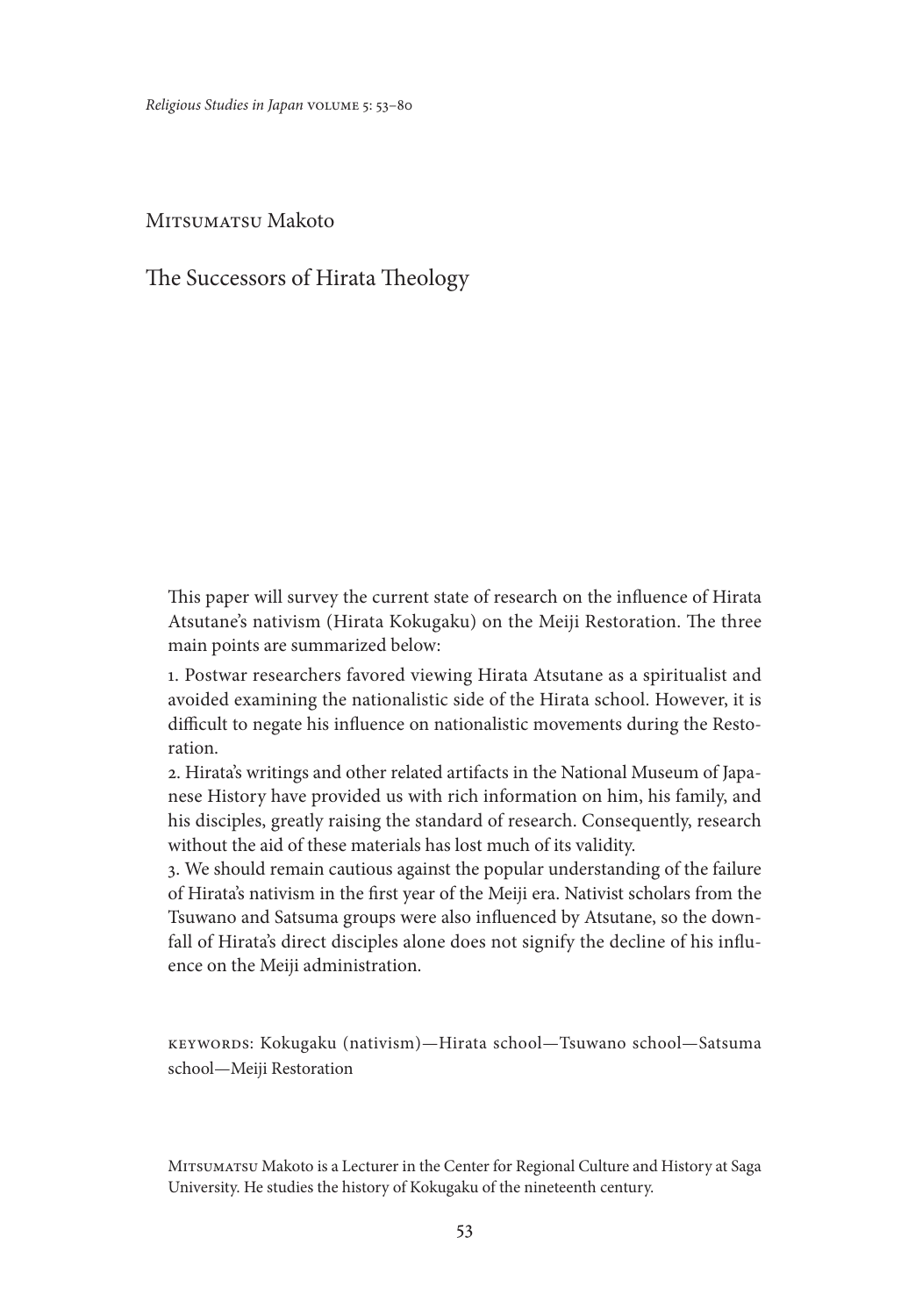Mitsumatsu Makoto

# The Successors of Hirata Theology

This paper will survey the current state of research on the influence of Hirata Atsutane's nativism (Hirata Kokugaku) on the Meiji Restoration. The three main points are summarized below:

1. Postwar researchers favored viewing Hirata Atsutane as a spiritualist and avoided examining the nationalistic side of the Hirata school. However, it is difficult to negate his influence on nationalistic movements during the Restoration.
2. Hirata's writings and other related artifacts in the National Museum of Japanese History have provided us with rich information on him, his family, and his disciples, greatly raising the standard of research. Consequently, research without the aid of these materials has lost much of its validity.
3. We should remain cautious against the popular understanding of the failure of Hirata's nativism in the first year of the Meiji era. Nativist scholars from the Tsuwano and Satsuma groups were also influenced by Atsutane, so the downfall of Hirata's direct disciples alone does not signify the decline of his influence on the Meiji administration.

keywords: Kokugaku (nativism)—Hirata school—Tsuwano school—Satsuma school—Meiji Restoration

Mitsumatsu Makoto is a Lecturer in the Center for Regional Culture and History at Saga University. He studies the history of Kokugaku of the nineteenth century.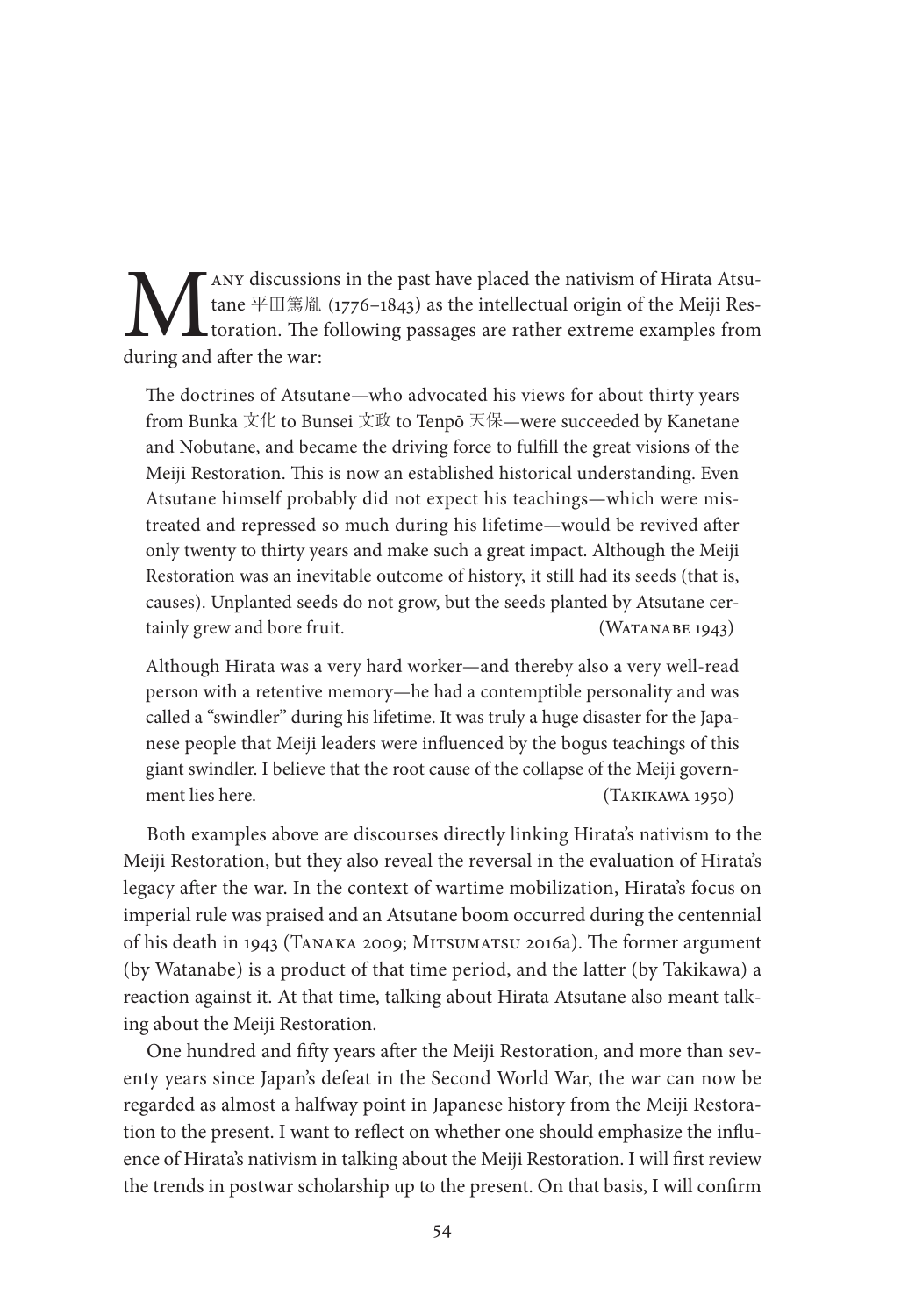Many discussions in the past have placed the nativism of Hirata Atsutane 平田篤胤 (1776–1843) as the intellectual origin of the Meiji Restoration. The following passages are rather extreme examples from during and after the war:

> The doctrines of Atsutane—who advocated his views for about thirty years from Bunka 文化 to Bunsei 文政 to Tenpō 天保—were succeeded by Kanetane and Nobutane, and became the driving force to fulfill the great visions of the Meiji Restoration. This is now an established historical understanding. Even Atsutane himself probably did not expect his teachings—which were mistreated and repressed so much during his lifetime—would be revived after only twenty to thirty years and make such a great impact. Although the Meiji Restoration was an inevitable outcome of history, it still had its seeds (that is, causes). Unplanted seeds do not grow, but the seeds planted by Atsutane certainly grew and bore fruit. (Watanabe 1943)

> Although Hirata was a very hard worker—and thereby also a very well-read person with a retentive memory—he had a contemptible personality and was called a "swindler" during his lifetime. It was truly a huge disaster for the Japanese people that Meiji leaders were influenced by the bogus teachings of this giant swindler. I believe that the root cause of the collapse of the Meiji government lies here. (Takikawa 1950)

Both examples above are discourses directly linking Hirata's nativism to the Meiji Restoration, but they also reveal the reversal in the evaluation of Hirata's legacy after the war. In the context of wartime mobilization, Hirata's focus on imperial rule was praised and an Atsutane boom occurred during the centennial of his death in 1943 (Tanaka 2009; Mitsumatsu 2016a). The former argument (by Watanabe) is a product of that time period, and the latter (by Takikawa) a reaction against it. At that time, talking about Hirata Atsutane also meant talking about the Meiji Restoration.

One hundred and fifty years after the Meiji Restoration, and more than seventy years since Japan's defeat in the Second World War, the war can now be regarded as almost a halfway point in Japanese history from the Meiji Restoration to the present. I want to reflect on whether one should emphasize the influence of Hirata's nativism in talking about the Meiji Restoration. I will first review the trends in postwar scholarship up to the present. On that basis, I will confirm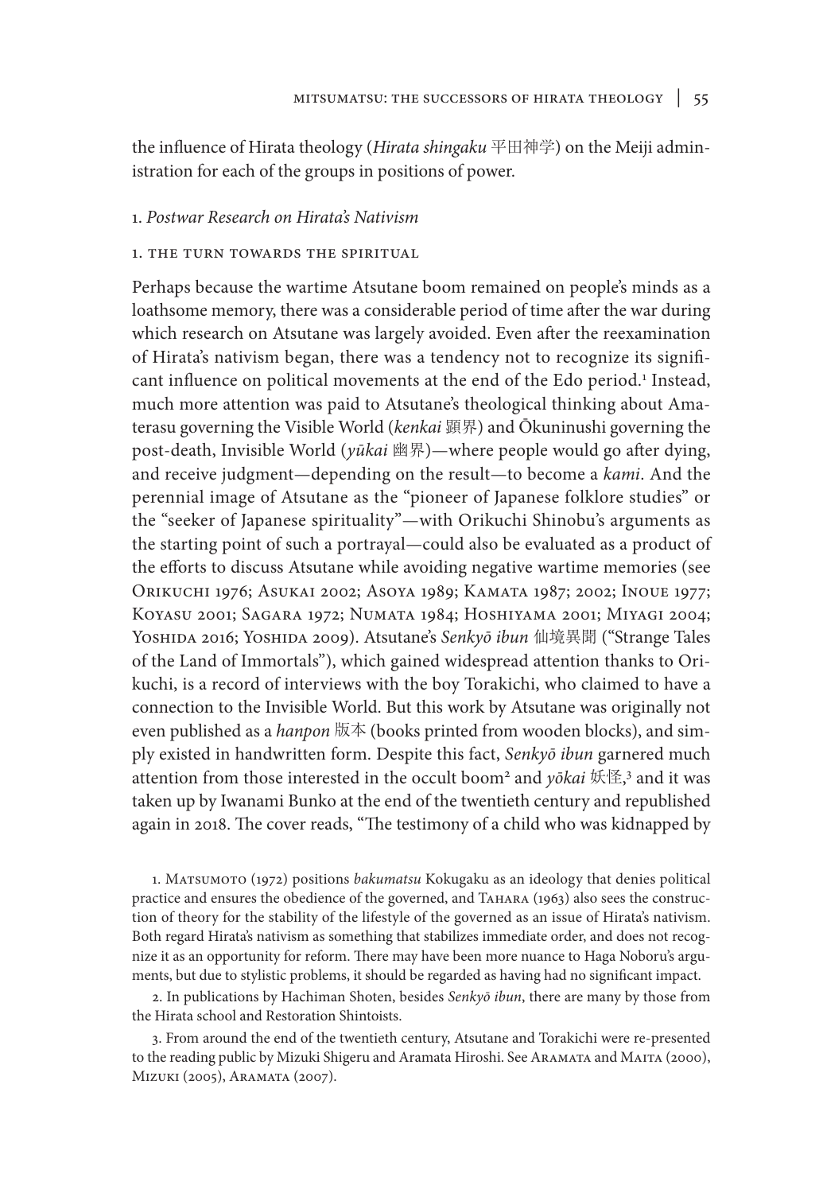the influence of Hirata theology (*Hirata shingaku* 平田神学) on the Meiji administration for each of the groups in positions of power.

## 1. *Postwar Research on Hirata's Nativism*

### 1. THE TURN TOWARDS THE SPIRITUAL

Perhaps because the wartime Atsutane boom remained on people's minds as a loathsome memory, there was a considerable period of time after the war during which research on Atsutane was largely avoided. Even after the reexamination of Hirata's nativism began, there was a tendency not to recognize its significant influence on political movements at the end of the Edo period.[1] Instead, much more attention was paid to Atsutane's theological thinking about Amaterasu governing the Visible World (*kenkai* 顕界) and Ōkuninushi governing the post-death, Invisible World (*yūkai* 幽界)—where people would go after dying, and receive judgment—depending on the result—to become a *kami*. And the perennial image of Atsutane as the "pioneer of Japanese folklore studies" or the "seeker of Japanese spirituality"—with Orikuchi Shinobu's arguments as the starting point of such a portrayal—could also be evaluated as a product of the efforts to discuss Atsutane while avoiding negative wartime memories (see Orikuchi 1976; Asukai 2002; Asoya 1989; Kamata 1987; 2002; Inoue 1977; Koyasu 2001; Sagara 1972; Numata 1984; Hoshiyama 2001; Miyagi 2004; Yoshida 2016; Yoshida 2009). Atsutane's *Senkyō ibun* 仙境異聞 ("Strange Tales of the Land of Immortals"), which gained widespread attention thanks to Orikuchi, is a record of interviews with the boy Torakichi, who claimed to have a connection to the Invisible World. But this work by Atsutane was originally not even published as a *hanpon* 版本 (books printed from wooden blocks), and simply existed in handwritten form. Despite this fact, *Senkyō ibun* garnered much attention from those interested in the occult boom[2] and *yōkai* 妖怪,[3] and it was taken up by Iwanami Bunko at the end of the twentieth century and republished again in 2018. The cover reads, "The testimony of a child who was kidnapped by

1. Matsumoto (1972) positions *bakumatsu* Kokugaku as an ideology that denies political practice and ensures the obedience of the governed, and Tahara (1963) also sees the construction of theory for the stability of the lifestyle of the governed as an issue of Hirata's nativism. Both regard Hirata's nativism as something that stabilizes immediate order, and does not recognize it as an opportunity for reform. There may have been more nuance to Haga Noboru's arguments, but due to stylistic problems, it should be regarded as having had no significant impact.

2. In publications by Hachiman Shoten, besides *Senkyō ibun*, there are many by those from the Hirata school and Restoration Shintoists.

3. From around the end of the twentieth century, Atsutane and Torakichi were re-presented to the reading public by Mizuki Shigeru and Aramata Hiroshi. See Aramata and Maita (2000), Mizuki (2005), Aramata (2007).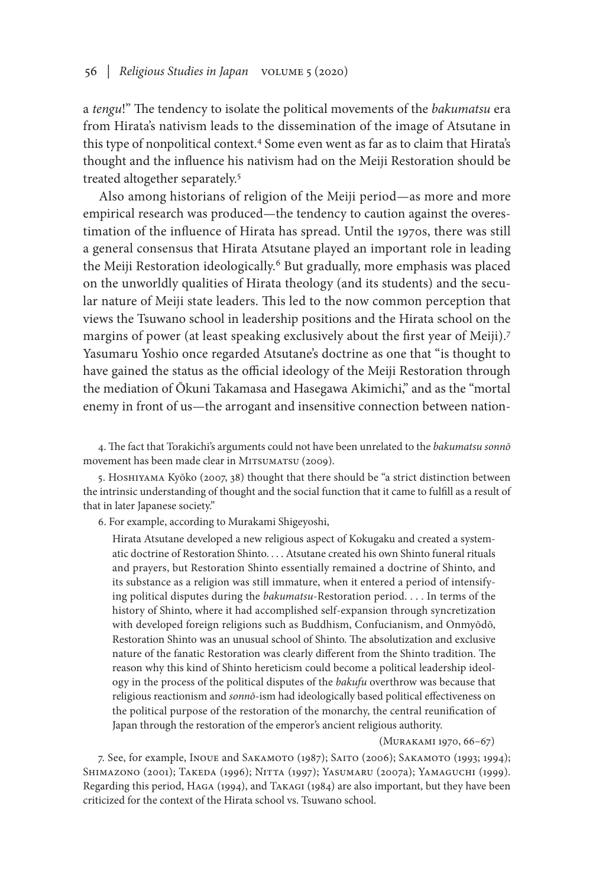a *tengu*!" The tendency to isolate the political movements of the *bakumatsu* era from Hirata's nativism leads to the dissemination of the image of Atsutane in this type of nonpolitical context.[4] Some even went as far as to claim that Hirata's thought and the influence his nativism had on the Meiji Restoration should be treated altogether separately.[5]

Also among historians of religion of the Meiji period—as more and more empirical research was produced—the tendency to caution against the overestimation of the influence of Hirata has spread. Until the 1970s, there was still a general consensus that Hirata Atsutane played an important role in leading the Meiji Restoration ideologically.[6] But gradually, more emphasis was placed on the unworldly qualities of Hirata theology (and its students) and the secular nature of Meiji state leaders. This led to the now common perception that views the Tsuwano school in leadership positions and the Hirata school on the margins of power (at least speaking exclusively about the first year of Meiji).[7] Yasumaru Yoshio once regarded Atsutane's doctrine as one that "is thought to have gained the status as the official ideology of the Meiji Restoration through the mediation of Ōkuni Takamasa and Hasegawa Akimichi," and as the "mortal enemy in front of us—the arrogant and insensitive connection between nation-

4. The fact that Torakichi's arguments could not have been unrelated to the *bakumatsu sonnō* movement has been made clear in Mitsumatsu (2009).

5. Hoshiyama Kyōko (2007, 38) thought that there should be "a strict distinction between the intrinsic understanding of thought and the social function that it came to fulfill as a result of that in later Japanese society."

6. For example, according to Murakami Shigeyoshi,

> Hirata Atsutane developed a new religious aspect of Kokugaku and created a systematic doctrine of Restoration Shinto. . . . Atsutane created his own Shinto funeral rituals and prayers, but Restoration Shinto essentially remained a doctrine of Shinto, and its substance as a religion was still immature, when it entered a period of intensifying political disputes during the *bakumatsu*-Restoration period. . . . In terms of the history of Shinto, where it had accomplished self-expansion through syncretization with developed foreign religions such as Buddhism, Confucianism, and Onmyōdō, Restoration Shinto was an unusual school of Shinto. The absolutization and exclusive nature of the fanatic Restoration was clearly different from the Shinto tradition. The reason why this kind of Shinto hereticism could become a political leadership ideology in the process of the political disputes of the *bakufu* overthrow was because that religious reactionism and *sonnō*-ism had ideologically based political effectiveness on the political purpose of the restoration of the monarchy, the central reunification of Japan through the restoration of the emperor's ancient religious authority.
>
> (Murakami 1970, 66–67)

7. See, for example, Inoue and Sakamoto (1987); Saito (2006); Sakamoto (1993; 1994); Shimazono (2001); Takeda (1996); Nitta (1997); Yasumaru (2007a); Yamaguchi (1999). Regarding this period, Haga (1994), and Takagi (1984) are also important, but they have been criticized for the context of the Hirata school vs. Tsuwano school.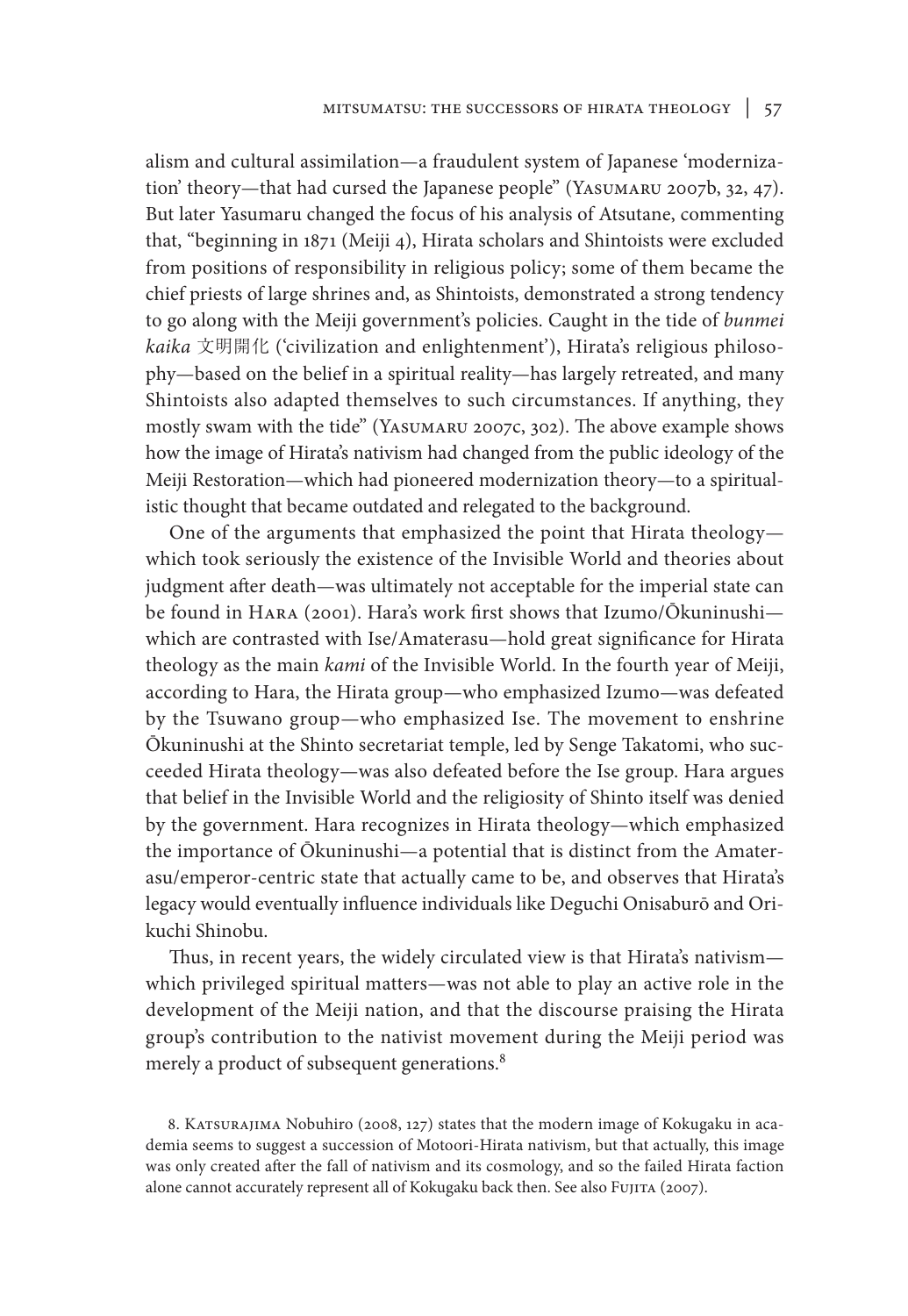alism and cultural assimilation—a fraudulent system of Japanese 'modernization' theory—that had cursed the Japanese people" (Yasumaru 2007b, 32, 47). But later Yasumaru changed the focus of his analysis of Atsutane, commenting that, "beginning in 1871 (Meiji 4), Hirata scholars and Shintoists were excluded from positions of responsibility in religious policy; some of them became the chief priests of large shrines and, as Shintoists, demonstrated a strong tendency to go along with the Meiji government's policies. Caught in the tide of *bunmei kaika* 文明開化 ('civilization and enlightenment'), Hirata's religious philosophy—based on the belief in a spiritual reality—has largely retreated, and many Shintoists also adapted themselves to such circumstances. If anything, they mostly swam with the tide" (Yasumaru 2007c, 302). The above example shows how the image of Hirata's nativism had changed from the public ideology of the Meiji Restoration—which had pioneered modernization theory—to a spiritualistic thought that became outdated and relegated to the background.

One of the arguments that emphasized the point that Hirata theology—which took seriously the existence of the Invisible World and theories about judgment after death—was ultimately not acceptable for the imperial state can be found in Hara (2001). Hara's work first shows that Izumo/Ōkuninushi—which are contrasted with Ise/Amaterasu—hold great significance for Hirata theology as the main *kami* of the Invisible World. In the fourth year of Meiji, according to Hara, the Hirata group—who emphasized Izumo—was defeated by the Tsuwano group—who emphasized Ise. The movement to enshrine Ōkuninushi at the Shinto secretariat temple, led by Senge Takatomi, who succeeded Hirata theology—was also defeated before the Ise group. Hara argues that belief in the Invisible World and the religiosity of Shinto itself was denied by the government. Hara recognizes in Hirata theology—which emphasized the importance of Ōkuninushi—a potential that is distinct from the Amaterasu/emperor-centric state that actually came to be, and observes that Hirata's legacy would eventually influence individuals like Deguchi Onisaburō and Orikuchi Shinobu.

Thus, in recent years, the widely circulated view is that Hirata's nativism—which privileged spiritual matters—was not able to play an active role in the development of the Meiji nation, and that the discourse praising the Hirata group's contribution to the nativist movement during the Meiji period was merely a product of subsequent generations.[8]

8. Katsurajima Nobuhiro (2008, 127) states that the modern image of Kokugaku in academia seems to suggest a succession of Motoori-Hirata nativism, but that actually, this image was only created after the fall of nativism and its cosmology, and so the failed Hirata faction alone cannot accurately represent all of Kokugaku back then. See also Fujita (2007).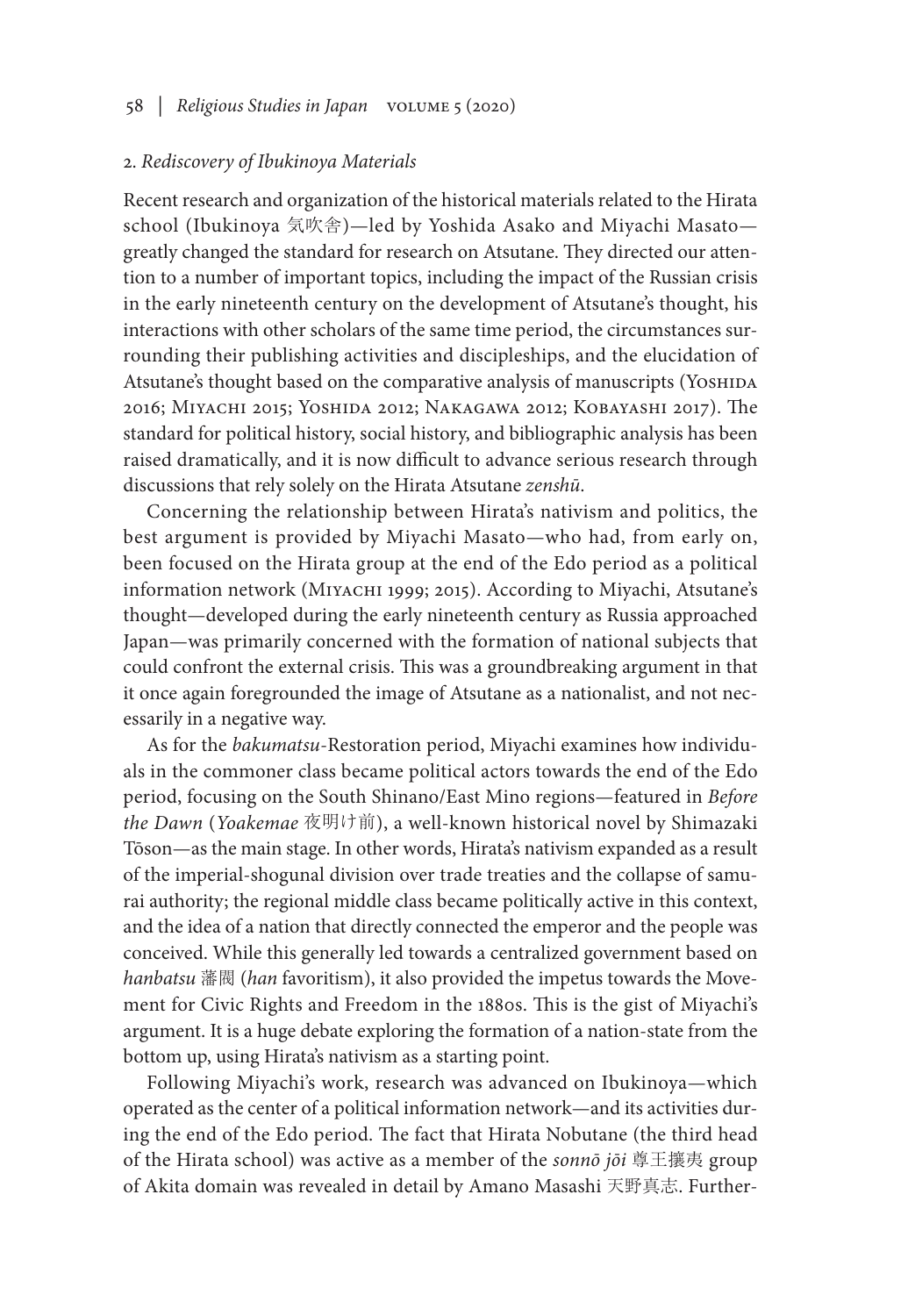## 2. *Rediscovery of Ibukinoya Materials*

Recent research and organization of the historical materials related to the Hirata school (Ibukinoya 気吹舎)—led by Yoshida Asako and Miyachi Masato—greatly changed the standard for research on Atsutane. They directed our attention to a number of important topics, including the impact of the Russian crisis in the early nineteenth century on the development of Atsutane's thought, his interactions with other scholars of the same time period, the circumstances surrounding their publishing activities and discipleships, and the elucidation of Atsutane's thought based on the comparative analysis of manuscripts (Yoshida 2016; Miyachi 2015; Yoshida 2012; Nakagawa 2012; Kobayashi 2017). The standard for political history, social history, and bibliographic analysis has been raised dramatically, and it is now difficult to advance serious research through discussions that rely solely on the Hirata Atsutane *zenshū*.

Concerning the relationship between Hirata's nativism and politics, the best argument is provided by Miyachi Masato—who had, from early on, been focused on the Hirata group at the end of the Edo period as a political information network (Miyachi 1999; 2015). According to Miyachi, Atsutane's thought—developed during the early nineteenth century as Russia approached Japan—was primarily concerned with the formation of national subjects that could confront the external crisis. This was a groundbreaking argument in that it once again foregrounded the image of Atsutane as a nationalist, and not necessarily in a negative way.

As for the *bakumatsu*-Restoration period, Miyachi examines how individuals in the commoner class became political actors towards the end of the Edo period, focusing on the South Shinano/East Mino regions—featured in *Before the Dawn* (*Yoakemae* 夜明け前), a well-known historical novel by Shimazaki Tōson—as the main stage. In other words, Hirata's nativism expanded as a result of the imperial-shogunal division over trade treaties and the collapse of samurai authority; the regional middle class became politically active in this context, and the idea of a nation that directly connected the emperor and the people was conceived. While this generally led towards a centralized government based on *hanbatsu* 藩閥 (*han* favoritism), it also provided the impetus towards the Movement for Civic Rights and Freedom in the 1880s. This is the gist of Miyachi's argument. It is a huge debate exploring the formation of a nation-state from the bottom up, using Hirata's nativism as a starting point.

Following Miyachi's work, research was advanced on Ibukinoya—which operated as the center of a political information network—and its activities during the end of the Edo period. The fact that Hirata Nobutane (the third head of the Hirata school) was active as a member of the *sonnō jōi* 尊王攘夷 group of Akita domain was revealed in detail by Amano Masashi 天野真志. Further-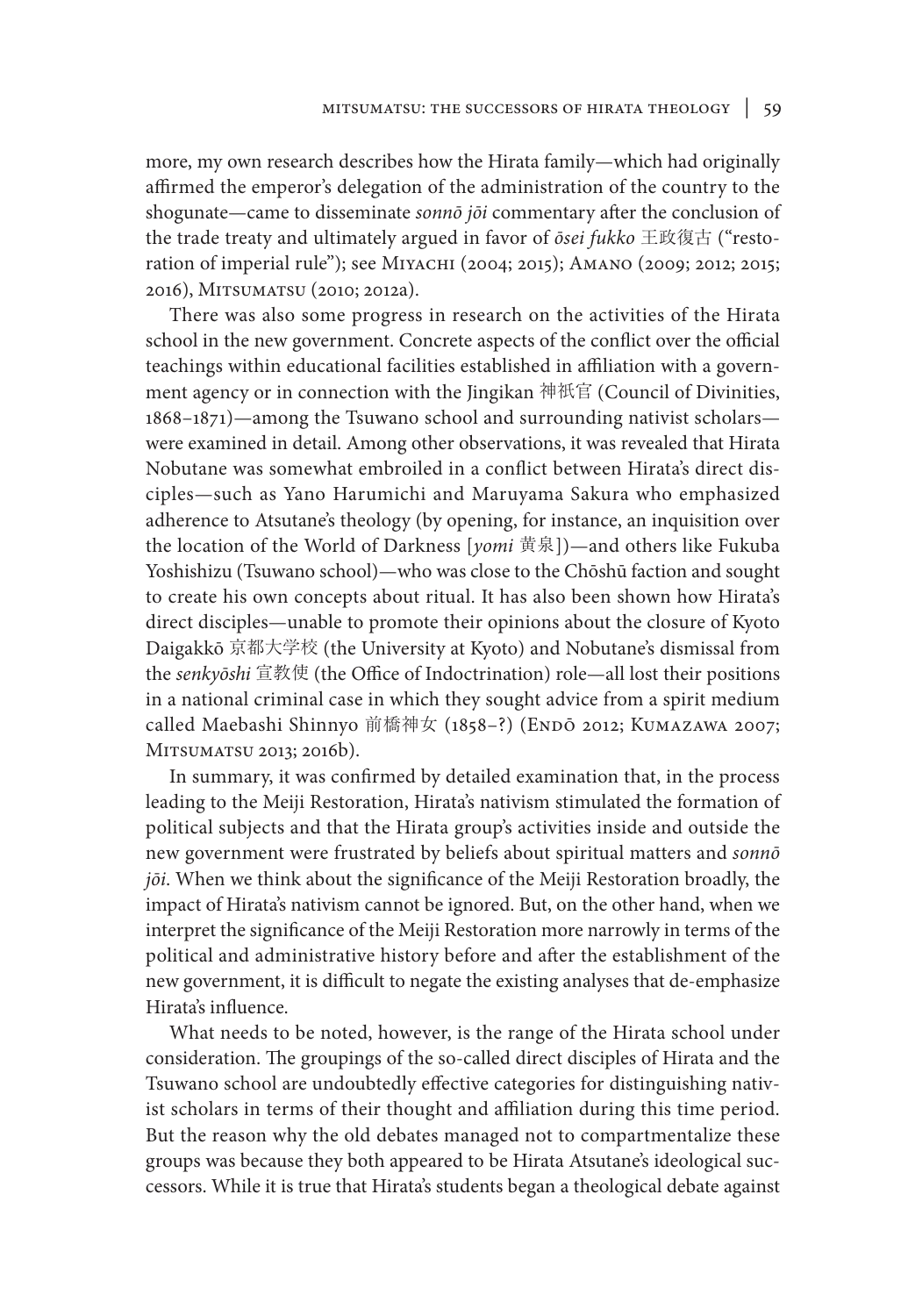more, my own research describes how the Hirata family—which had originally affirmed the emperor's delegation of the administration of the country to the shogunate—came to disseminate *sonnō jōi* commentary after the conclusion of the trade treaty and ultimately argued in favor of *ōsei fukko* 王政復古 ("restoration of imperial rule"); see Miyachi (2004; 2015); Amano (2009; 2012; 2015; 2016), Mitsumatsu (2010; 2012a).

There was also some progress in research on the activities of the Hirata school in the new government. Concrete aspects of the conflict over the official teachings within educational facilities established in affiliation with a government agency or in connection with the Jingikan 神祇官 (Council of Divinities, 1868–1871)—among the Tsuwano school and surrounding nativist scholars—were examined in detail. Among other observations, it was revealed that Hirata Nobutane was somewhat embroiled in a conflict between Hirata's direct disciples—such as Yano Harumichi and Maruyama Sakura who emphasized adherence to Atsutane's theology (by opening, for instance, an inquisition over the location of the World of Darkness [*yomi* 黄泉])—and others like Fukuba Yoshishizu (Tsuwano school)—who was close to the Chōshū faction and sought to create his own concepts about ritual. It has also been shown how Hirata's direct disciples—unable to promote their opinions about the closure of Kyoto Daigakkō 京都大学校 (the University at Kyoto) and Nobutane's dismissal from the *senkyōshi* 宣教使 (the Office of Indoctrination) role—all lost their positions in a national criminal case in which they sought advice from a spirit medium called Maebashi Shinnyo 前橋神女 (1858–?) (Endō 2012; Kumazawa 2007; Mitsumatsu 2013; 2016b).

In summary, it was confirmed by detailed examination that, in the process leading to the Meiji Restoration, Hirata's nativism stimulated the formation of political subjects and that the Hirata group's activities inside and outside the new government were frustrated by beliefs about spiritual matters and *sonnō jōi*. When we think about the significance of the Meiji Restoration broadly, the impact of Hirata's nativism cannot be ignored. But, on the other hand, when we interpret the significance of the Meiji Restoration more narrowly in terms of the political and administrative history before and after the establishment of the new government, it is difficult to negate the existing analyses that de-emphasize Hirata's influence.

What needs to be noted, however, is the range of the Hirata school under consideration. The groupings of the so-called direct disciples of Hirata and the Tsuwano school are undoubtedly effective categories for distinguishing nativist scholars in terms of their thought and affiliation during this time period. But the reason why the old debates managed not to compartmentalize these groups was because they both appeared to be Hirata Atsutane's ideological successors. While it is true that Hirata's students began a theological debate against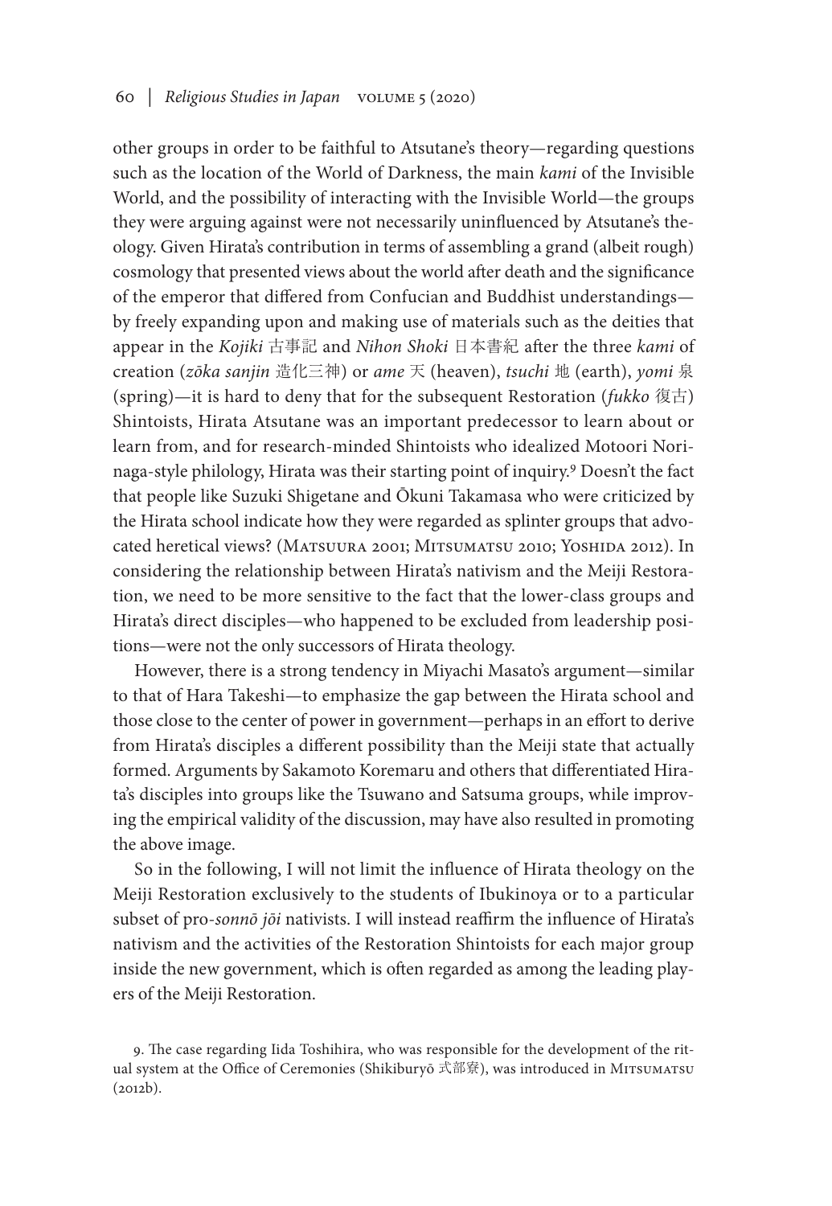other groups in order to be faithful to Atsutane's theory—regarding questions such as the location of the World of Darkness, the main *kami* of the Invisible World, and the possibility of interacting with the Invisible World—the groups they were arguing against were not necessarily uninfluenced by Atsutane's theology. Given Hirata's contribution in terms of assembling a grand (albeit rough) cosmology that presented views about the world after death and the significance of the emperor that differed from Confucian and Buddhist understandings—by freely expanding upon and making use of materials such as the deities that appear in the *Kojiki* 古事記 and *Nihon Shoki* 日本書紀 after the three *kami* of creation (*zōka sanjin* 造化三神) or *ame* 天 (heaven), *tsuchi* 地 (earth), *yomi* 泉 (spring)—it is hard to deny that for the subsequent Restoration (*fukko* 復古) Shintoists, Hirata Atsutane was an important predecessor to learn about or learn from, and for research-minded Shintoists who idealized Motoori Norinaga-style philology, Hirata was their starting point of inquiry.[9] Doesn't the fact that people like Suzuki Shigetane and Ōkuni Takamasa who were criticized by the Hirata school indicate how they were regarded as splinter groups that advocated heretical views? (Matsuura 2001; Mitsumatsu 2010; Yoshida 2012). In considering the relationship between Hirata's nativism and the Meiji Restoration, we need to be more sensitive to the fact that the lower-class groups and Hirata's direct disciples—who happened to be excluded from leadership positions—were not the only successors of Hirata theology.

However, there is a strong tendency in Miyachi Masato's argument—similar to that of Hara Takeshi—to emphasize the gap between the Hirata school and those close to the center of power in government—perhaps in an effort to derive from Hirata's disciples a different possibility than the Meiji state that actually formed. Arguments by Sakamoto Koremaru and others that differentiated Hirata's disciples into groups like the Tsuwano and Satsuma groups, while improving the empirical validity of the discussion, may have also resulted in promoting the above image.

So in the following, I will not limit the influence of Hirata theology on the Meiji Restoration exclusively to the students of Ibukinoya or to a particular subset of pro-*sonnō jōi* nativists. I will instead reaffirm the influence of Hirata's nativism and the activities of the Restoration Shintoists for each major group inside the new government, which is often regarded as among the leading players of the Meiji Restoration.

9. The case regarding Iida Toshihira, who was responsible for the development of the ritual system at the Office of Ceremonies (Shikiburyō 式部寮), was introduced in Mitsumatsu (2012b).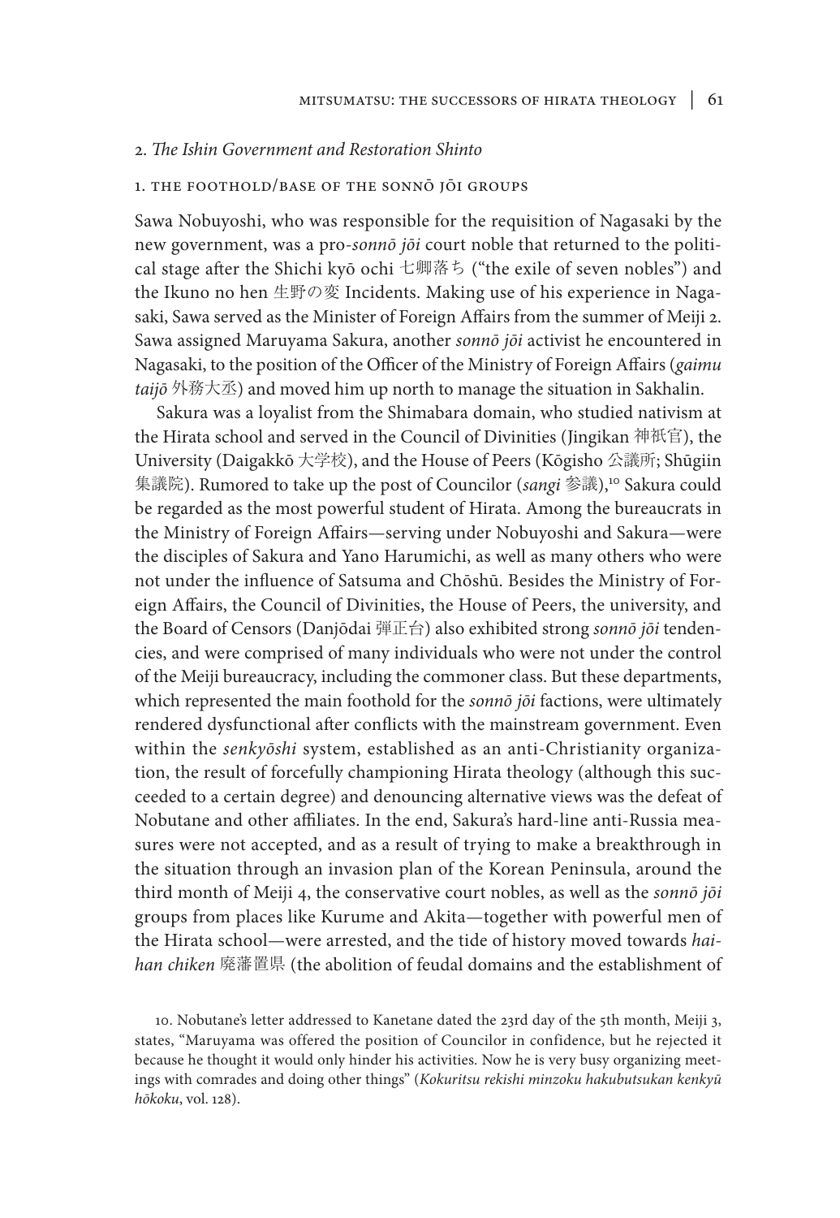## 2. *The Ishin Government and Restoration Shinto*

### 1. The Foothold/Base of the Sonnō Jōi Groups

Sawa Nobuyoshi, who was responsible for the requisition of Nagasaki by the new government, was a pro-*sonnō jōi* court noble that returned to the political stage after the Shichi kyō ochi 七卿落ち ("the exile of seven nobles") and the Ikuno no hen 生野の変 Incidents. Making use of his experience in Nagasaki, Sawa served as the Minister of Foreign Affairs from the summer of Meiji 2. Sawa assigned Maruyama Sakura, another *sonnō jōi* activist he encountered in Nagasaki, to the position of the Officer of the Ministry of Foreign Affairs (*gaimu taijō* 外務大丞) and moved him up north to manage the situation in Sakhalin.

Sakura was a loyalist from the Shimabara domain, who studied nativism at the Hirata school and served in the Council of Divinities (Jingikan 神祇官), the University (Daigakkō 大学校), and the House of Peers (Kōgisho 公議所; Shūgiin 集議院). Rumored to take up the post of Councilor (*sangi* 参議),[10] Sakura could be regarded as the most powerful student of Hirata. Among the bureaucrats in the Ministry of Foreign Affairs—serving under Nobuyoshi and Sakura—were the disciples of Sakura and Yano Harumichi, as well as many others who were not under the influence of Satsuma and Chōshū. Besides the Ministry of Foreign Affairs, the Council of Divinities, the House of Peers, the university, and the Board of Censors (Danjōdai 弾正台) also exhibited strong *sonnō jōi* tendencies, and were comprised of many individuals who were not under the control of the Meiji bureaucracy, including the commoner class. But these departments, which represented the main foothold for the *sonnō jōi* factions, were ultimately rendered dysfunctional after conflicts with the mainstream government. Even within the *senkyōshi* system, established as an anti-Christianity organization, the result of forcefully championing Hirata theology (although this succeeded to a certain degree) and denouncing alternative views was the defeat of Nobutane and other affiliates. In the end, Sakura's hard-line anti-Russia measures were not accepted, and as a result of trying to make a breakthrough in the situation through an invasion plan of the Korean Peninsula, around the third month of Meiji 4, the conservative court nobles, as well as the *sonnō jōi* groups from places like Kurume and Akita—together with powerful men of the Hirata school—were arrested, and the tide of history moved towards *haihan chiken* 廃藩置県 (the abolition of feudal domains and the establishment of

10. Nobutane's letter addressed to Kanetane dated the 23rd day of the 5th month, Meiji 3, states, "Maruyama was offered the position of Councilor in confidence, but he rejected it because he thought it would only hinder his activities. Now he is very busy organizing meetings with comrades and doing other things" (*Kokuritsu rekishi minzoku hakubutsukan kenkyū hōkoku*, vol. 128).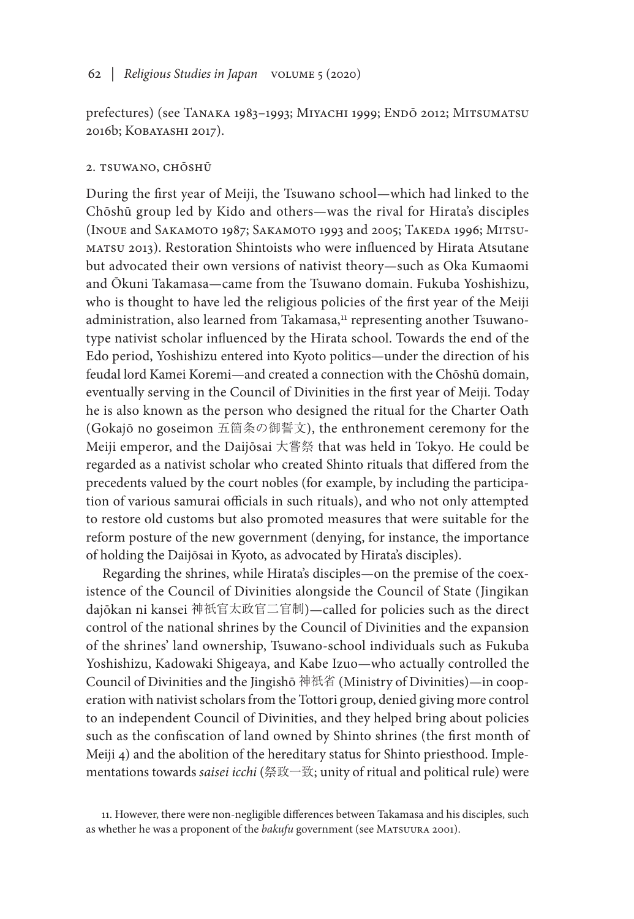prefectures) (see Tanaka 1983–1993; Miyachi 1999; Endō 2012; Mitsumatsu 2016b; Kobayashi 2017).

## 2. Tsuwano, Chōshū

During the first year of Meiji, the Tsuwano school—which had linked to the Chōshū group led by Kido and others—was the rival for Hirata's disciples (Inoue and Sakamoto 1987; Sakamoto 1993 and 2005; Takeda 1996; Mitsumatsu 2013). Restoration Shintoists who were influenced by Hirata Atsutane but advocated their own versions of nativist theory—such as Oka Kumaomi and Ōkuni Takamasa—came from the Tsuwano domain. Fukuba Yoshishizu, who is thought to have led the religious policies of the first year of the Meiji administration, also learned from Takamasa,[11] representing another Tsuwano-type nativist scholar influenced by the Hirata school. Towards the end of the Edo period, Yoshishizu entered into Kyoto politics—under the direction of his feudal lord Kamei Koremi—and created a connection with the Chōshū domain, eventually serving in the Council of Divinities in the first year of Meiji. Today he is also known as the person who designed the ritual for the Charter Oath (Gokajō no goseimon 五箇条の御誓文), the enthronement ceremony for the Meiji emperor, and the Daijōsai 大嘗祭 that was held in Tokyo. He could be regarded as a nativist scholar who created Shinto rituals that differed from the precedents valued by the court nobles (for example, by including the participation of various samurai officials in such rituals), and who not only attempted to restore old customs but also promoted measures that were suitable for the reform posture of the new government (denying, for instance, the importance of holding the Daijōsai in Kyoto, as advocated by Hirata's disciples).

Regarding the shrines, while Hirata's disciples—on the premise of the coexistence of the Council of Divinities alongside the Council of State (Jingikan dajōkan ni kansei 神祇官太政官二官制)—called for policies such as the direct control of the national shrines by the Council of Divinities and the expansion of the shrines' land ownership, Tsuwano-school individuals such as Fukuba Yoshishizu, Kadowaki Shigeaya, and Kabe Izuo—who actually controlled the Council of Divinities and the Jingishō 神祇省 (Ministry of Divinities)—in cooperation with nativist scholars from the Tottori group, denied giving more control to an independent Council of Divinities, and they helped bring about policies such as the confiscation of land owned by Shinto shrines (the first month of Meiji 4) and the abolition of the hereditary status for Shinto priesthood. Implementations towards *saisei icchi* (祭政一致; unity of ritual and political rule) were

11. However, there were non-negligible differences between Takamasa and his disciples, such as whether he was a proponent of the *bakufu* government (see Matsuura 2001).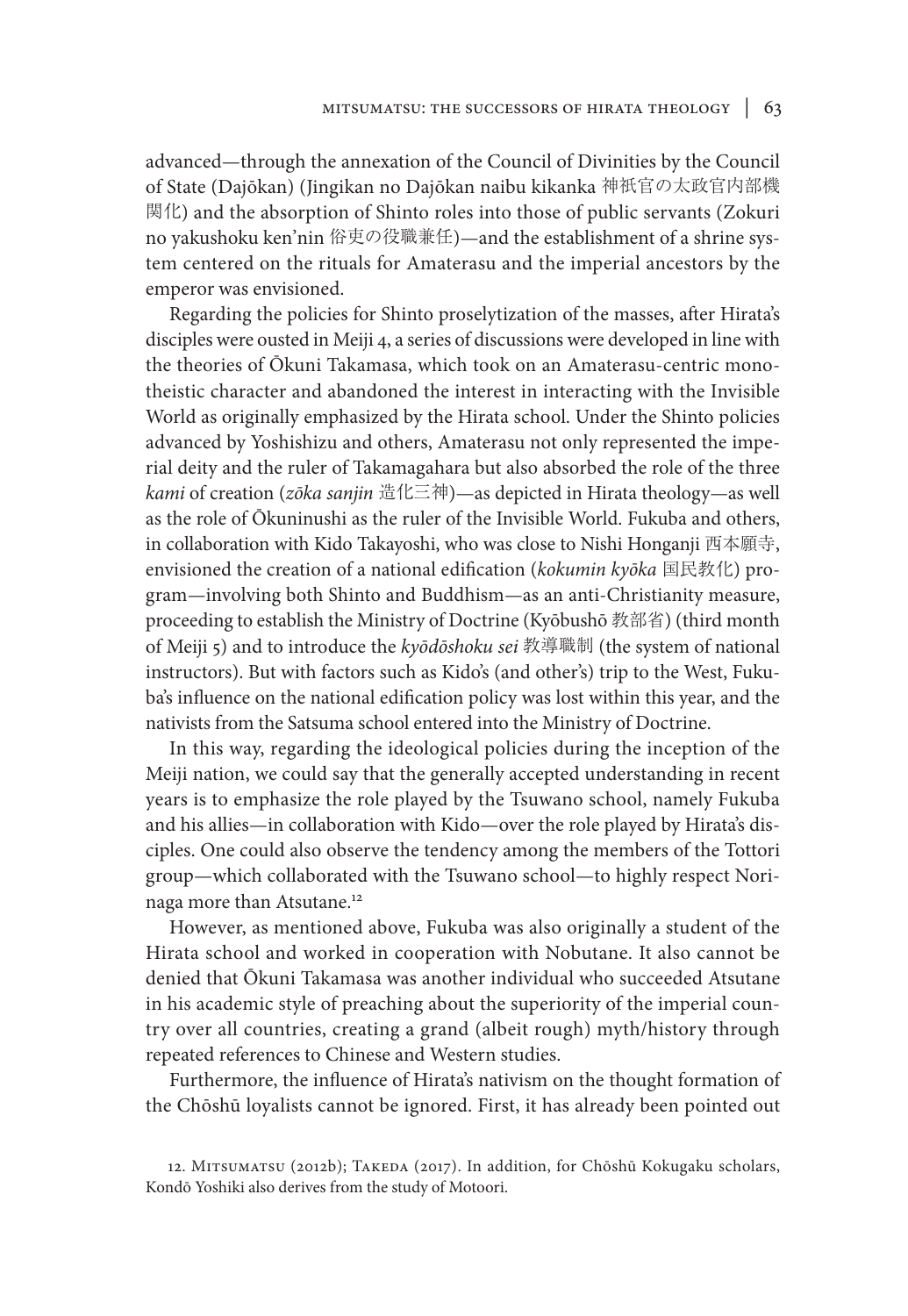advanced—through the annexation of the Council of Divinities by the Council of State (Dajōkan) (Jingikan no Dajōkan naibu kikanka 神祇官の太政官内部機関化) and the absorption of Shinto roles into those of public servants (Zokuri no yakushoku ken'nin 俗吏の役職兼任)—and the establishment of a shrine system centered on the rituals for Amaterasu and the imperial ancestors by the emperor was envisioned.

Regarding the policies for Shinto proselytization of the masses, after Hirata's disciples were ousted in Meiji 4, a series of discussions were developed in line with the theories of Ōkuni Takamasa, which took on an Amaterasu-centric monotheistic character and abandoned the interest in interacting with the Invisible World as originally emphasized by the Hirata school. Under the Shinto policies advanced by Yoshishizu and others, Amaterasu not only represented the imperial deity and the ruler of Takamagahara but also absorbed the role of the three *kami* of creation (*zōka sanjin* 造化三神)—as depicted in Hirata theology—as well as the role of Ōkuninushi as the ruler of the Invisible World. Fukuba and others, in collaboration with Kido Takayoshi, who was close to Nishi Honganji 西本願寺, envisioned the creation of a national edification (*kokumin kyōka* 国民教化) program—involving both Shinto and Buddhism—as an anti-Christianity measure, proceeding to establish the Ministry of Doctrine (Kyōbushō 教部省) (third month of Meiji 5) and to introduce the *kyōdōshoku sei* 教導職制 (the system of national instructors). But with factors such as Kido's (and other's) trip to the West, Fukuba's influence on the national edification policy was lost within this year, and the nativists from the Satsuma school entered into the Ministry of Doctrine.

In this way, regarding the ideological policies during the inception of the Meiji nation, we could say that the generally accepted understanding in recent years is to emphasize the role played by the Tsuwano school, namely Fukuba and his allies—in collaboration with Kido—over the role played by Hirata's disciples. One could also observe the tendency among the members of the Tottori group—which collaborated with the Tsuwano school—to highly respect Norinaga more than Atsutane.[12]

However, as mentioned above, Fukuba was also originally a student of the Hirata school and worked in cooperation with Nobutane. It also cannot be denied that Ōkuni Takamasa was another individual who succeeded Atsutane in his academic style of preaching about the superiority of the imperial country over all countries, creating a grand (albeit rough) myth/history through repeated references to Chinese and Western studies.

Furthermore, the influence of Hirata's nativism on the thought formation of the Chōshū loyalists cannot be ignored. First, it has already been pointed out

12. Mitsumatsu (2012b); Takeda (2017). In addition, for Chōshū Kokugaku scholars, Kondō Yoshiki also derives from the study of Motoori.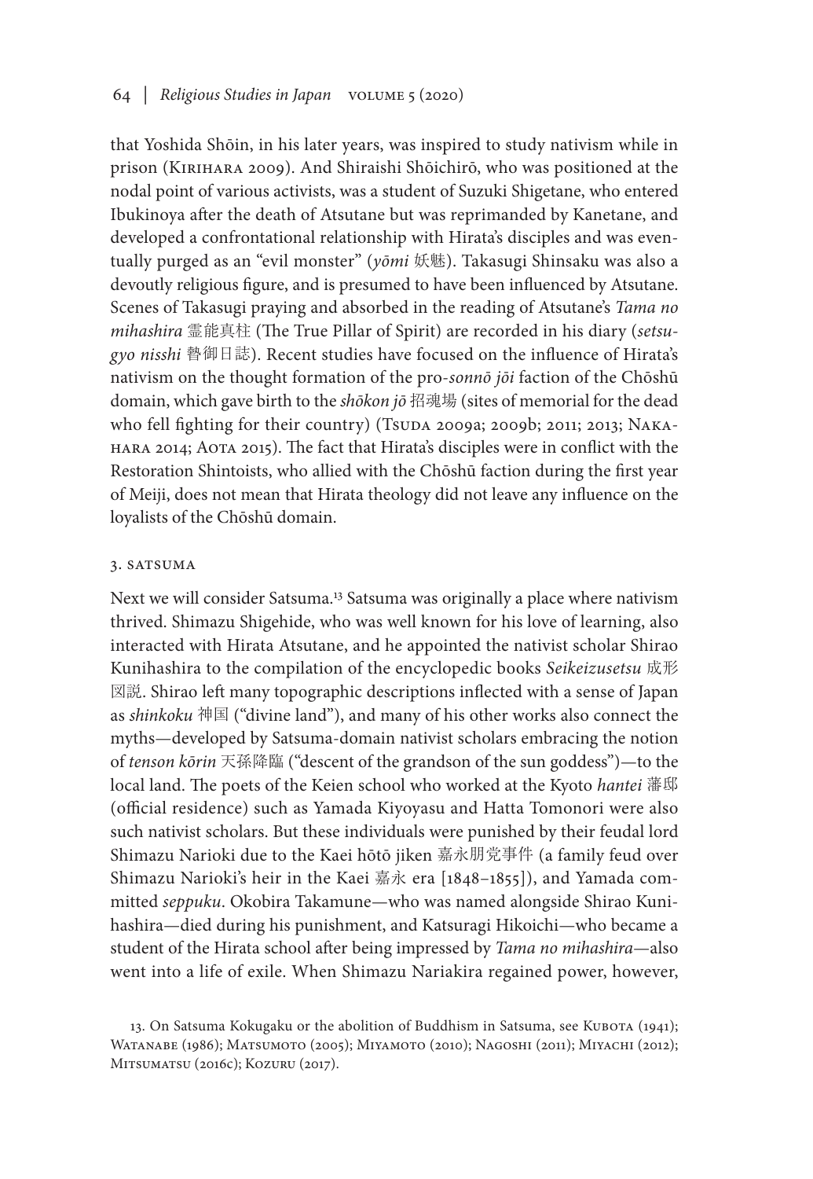that Yoshida Shōin, in his later years, was inspired to study nativism while in prison (Kirihara 2009). And Shiraishi Shōichirō, who was positioned at the nodal point of various activists, was a student of Suzuki Shigetane, who entered Ibukinoya after the death of Atsutane but was reprimanded by Kanetane, and developed a confrontational relationship with Hirata's disciples and was eventually purged as an "evil monster" (*yōmi* 妖魅). Takasugi Shinsaku was also a devoutly religious figure, and is presumed to have been influenced by Atsutane. Scenes of Takasugi praying and absorbed in the reading of Atsutane's *Tama no mihashira* 霊能真柱 (The True Pillar of Spirit) are recorded in his diary (*setsugyo nisshi* 贅御日誌). Recent studies have focused on the influence of Hirata's nativism on the thought formation of the pro-*sonnō jōi* faction of the Chōshū domain, which gave birth to the *shōkon jō* 招魂場 (sites of memorial for the dead who fell fighting for their country) (Tsuda 2009a; 2009b; 2011; 2013; Nakahara 2014; Aota 2015). The fact that Hirata's disciples were in conflict with the Restoration Shintoists, who allied with the Chōshū faction during the first year of Meiji, does not mean that Hirata theology did not leave any influence on the loyalists of the Chōshū domain.

### 3. Satsuma

Next we will consider Satsuma.[13] Satsuma was originally a place where nativism thrived. Shimazu Shigehide, who was well known for his love of learning, also interacted with Hirata Atsutane, and he appointed the nativist scholar Shirao Kunihashira to the compilation of the encyclopedic books *Seikeizusetsu* 成形図説. Shirao left many topographic descriptions inflected with a sense of Japan as *shinkoku* 神国 ("divine land"), and many of his other works also connect the myths—developed by Satsuma-domain nativist scholars embracing the notion of *tenson kōrin* 天孫降臨 ("descent of the grandson of the sun goddess")—to the local land. The poets of the Keien school who worked at the Kyoto *hantei* 藩邸 (official residence) such as Yamada Kiyoyasu and Hatta Tomonori were also such nativist scholars. But these individuals were punished by their feudal lord Shimazu Narioki due to the Kaei hōtō jiken 嘉永朋党事件 (a family feud over Shimazu Narioki's heir in the Kaei 嘉永 era [1848–1855]), and Yamada committed *seppuku*. Okobira Takamune—who was named alongside Shirao Kunihashira—died during his punishment, and Katsuragi Hikoichi—who became a student of the Hirata school after being impressed by *Tama no mihashira*—also went into a life of exile. When Shimazu Nariakira regained power, however,

13. On Satsuma Kokugaku or the abolition of Buddhism in Satsuma, see Kubota (1941); Watanabe (1986); Matsumoto (2005); Miyamoto (2010); Nagoshi (2011); Miyachi (2012); Mitsumatsu (2016c); Kozuru (2017).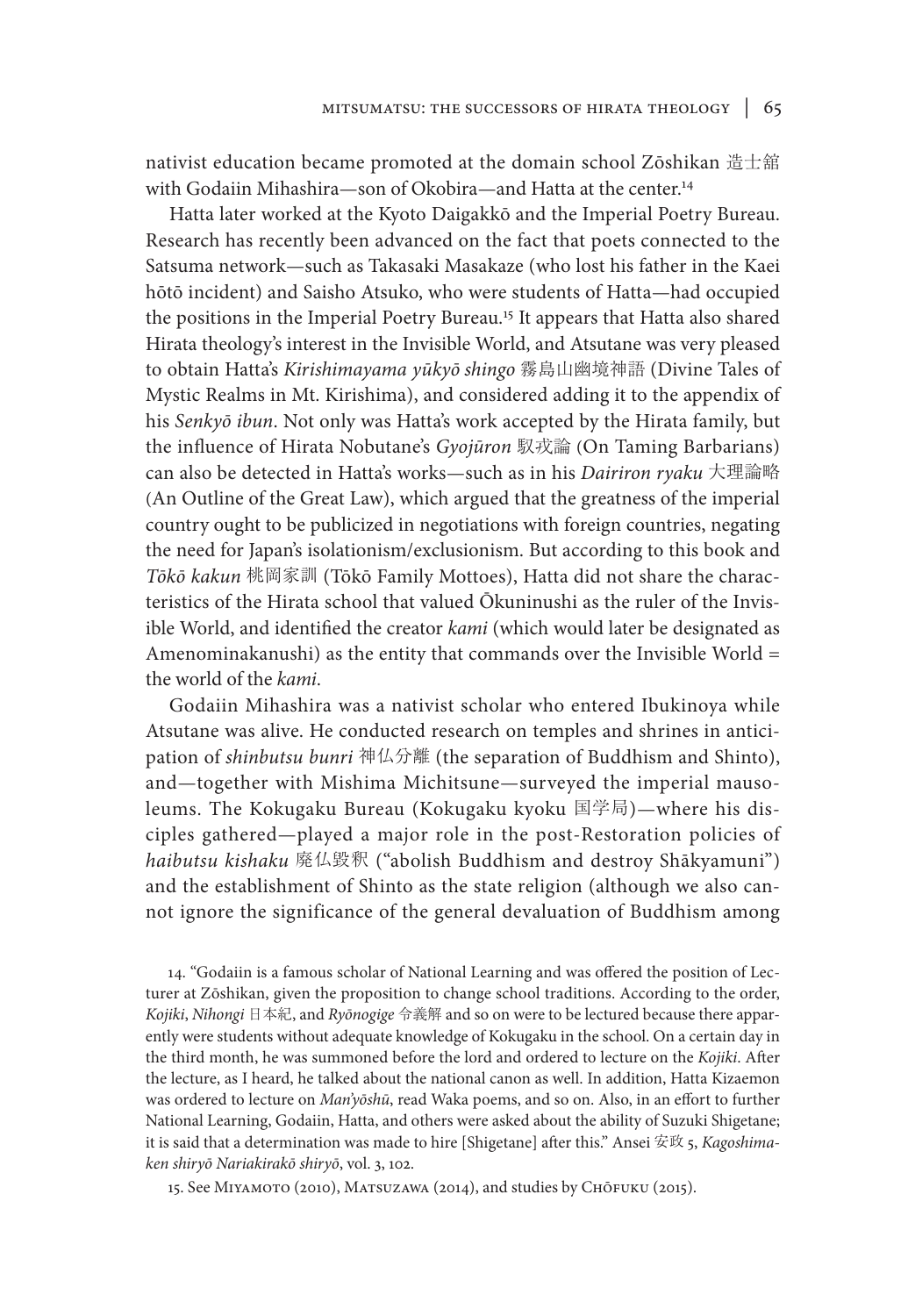nativist education became promoted at the domain school Zōshikan 造士館 with Godaiin Mihashira—son of Okobira—and Hatta at the center.[14]

Hatta later worked at the Kyoto Daigakkō and the Imperial Poetry Bureau. Research has recently been advanced on the fact that poets connected to the Satsuma network—such as Takasaki Masakaze (who lost his father in the Kaei hōtō incident) and Saisho Atsuko, who were students of Hatta—had occupied the positions in the Imperial Poetry Bureau.[15] It appears that Hatta also shared Hirata theology's interest in the Invisible World, and Atsutane was very pleased to obtain Hatta's *Kirishimayama yūkyō shingo* 霧島山幽境神語 (Divine Tales of Mystic Realms in Mt. Kirishima), and considered adding it to the appendix of his *Senkyō ibun*. Not only was Hatta's work accepted by the Hirata family, but the influence of Hirata Nobutane's *Gyojūron* 馭戎論 (On Taming Barbarians) can also be detected in Hatta's works—such as in his *Dairiron ryaku* 大理論略 (An Outline of the Great Law), which argued that the greatness of the imperial country ought to be publicized in negotiations with foreign countries, negating the need for Japan's isolationism/exclusionism. But according to this book and *Tōkō kakun* 桃岡家訓 (Tōkō Family Mottoes), Hatta did not share the characteristics of the Hirata school that valued Ōkuninushi as the ruler of the Invisible World, and identified the creator *kami* (which would later be designated as Amenominakanushi) as the entity that commands over the Invisible World = the world of the *kami*.

Godaiin Mihashira was a nativist scholar who entered Ibukinoya while Atsutane was alive. He conducted research on temples and shrines in anticipation of *shinbutsu bunri* 神仏分離 (the separation of Buddhism and Shinto), and—together with Mishima Michitsune—surveyed the imperial mausoleums. The Kokugaku Bureau (Kokugaku kyoku 国学局)—where his disciples gathered—played a major role in the post-Restoration policies of *haibutsu kishaku* 廃仏毀釈 ("abolish Buddhism and destroy Shākyamuni") and the establishment of Shinto as the state religion (although we also cannot ignore the significance of the general devaluation of Buddhism among

14. "Godaiin is a famous scholar of National Learning and was offered the position of Lecturer at Zōshikan, given the proposition to change school traditions. According to the order, *Kojiki*, *Nihongi* 日本紀, and *Ryōnogige* 令義解 and so on were to be lectured because there apparently were students without adequate knowledge of Kokugaku in the school. On a certain day in the third month, he was summoned before the lord and ordered to lecture on the *Kojiki*. After the lecture, as I heard, he talked about the national canon as well. In addition, Hatta Kizaemon was ordered to lecture on *Man'yōshū*, read Waka poems, and so on. Also, in an effort to further National Learning, Godaiin, Hatta, and others were asked about the ability of Suzuki Shigetane; it is said that a determination was made to hire [Shigetane] after this." Ansei 安政 5, *Kagoshima-ken shiryō Nariakirakō shiryō*, vol. 3, 102.

15. See Miyamoto (2010), Matsuzawa (2014), and studies by Chōfuku (2015).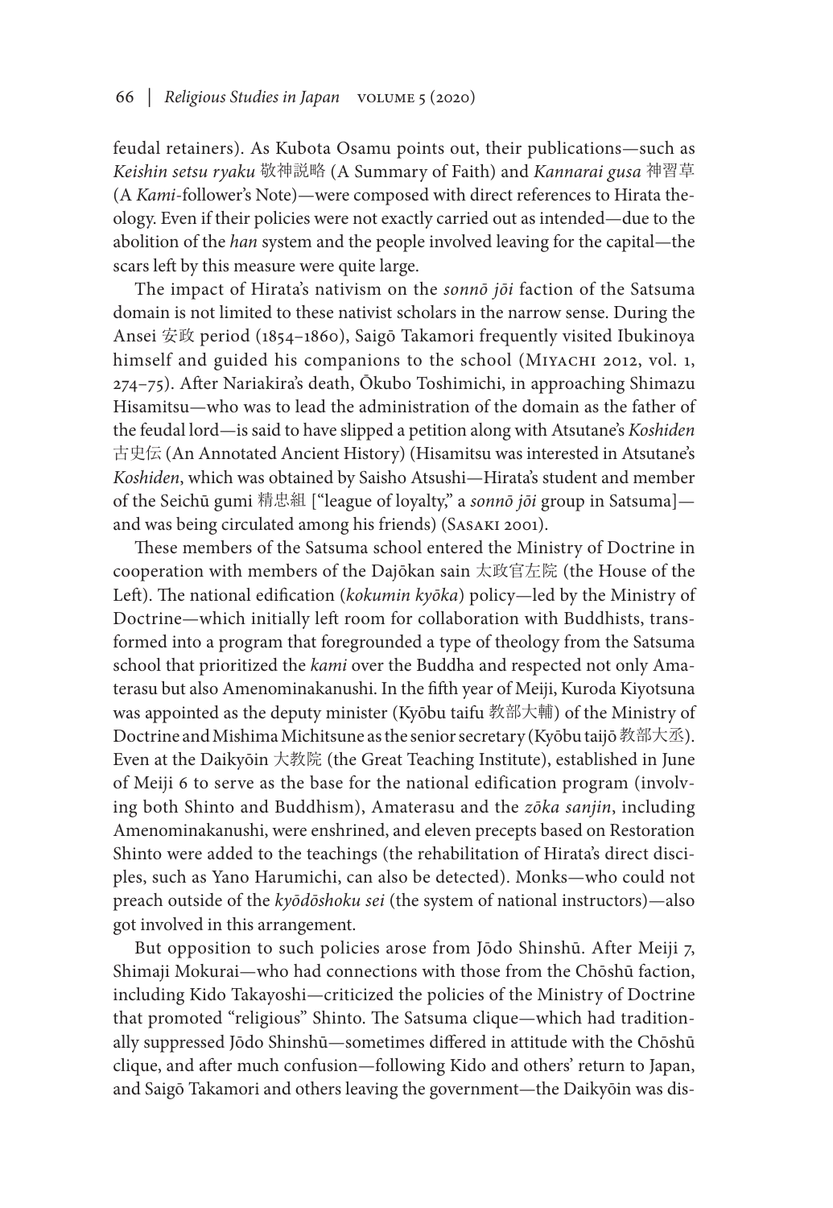feudal retainers). As Kubota Osamu points out, their publications—such as *Keishin setsu ryaku* 敬神説略 (A Summary of Faith) and *Kannarai gusa* 神習草 (A *Kami*-follower's Note)—were composed with direct references to Hirata theology. Even if their policies were not exactly carried out as intended—due to the abolition of the *han* system and the people involved leaving for the capital—the scars left by this measure were quite large.

The impact of Hirata's nativism on the *sonnō jōi* faction of the Satsuma domain is not limited to these nativist scholars in the narrow sense. During the Ansei 安政 period (1854–1860), Saigō Takamori frequently visited Ibukinoya himself and guided his companions to the school (Miyachi 2012, vol. 1, 274–75). After Nariakira's death, Ōkubo Toshimichi, in approaching Shimazu Hisamitsu—who was to lead the administration of the domain as the father of the feudal lord—is said to have slipped a petition along with Atsutane's *Koshiden* 古史伝 (An Annotated Ancient History) (Hisamitsu was interested in Atsutane's *Koshiden*, which was obtained by Saisho Atsushi—Hirata's student and member of the Seichū gumi 精忠組 ["league of loyalty," a *sonnō jōi* group in Satsuma]—and was being circulated among his friends) (Sasaki 2001).

These members of the Satsuma school entered the Ministry of Doctrine in cooperation with members of the Dajōkan sain 太政官左院 (the House of the Left). The national edification (*kokumin kyōka*) policy—led by the Ministry of Doctrine—which initially left room for collaboration with Buddhists, transformed into a program that foregrounded a type of theology from the Satsuma school that prioritized the *kami* over the Buddha and respected not only Amaterasu but also Amenominakanushi. In the fifth year of Meiji, Kuroda Kiyotsuna was appointed as the deputy minister (Kyōbu taifu 教部大輔) of the Ministry of Doctrine and Mishima Michitsune as the senior secretary (Kyōbu taijō 教部大丞). Even at the Daikyōin 大教院 (the Great Teaching Institute), established in June of Meiji 6 to serve as the base for the national edification program (involving both Shinto and Buddhism), Amaterasu and the *zōka sanjin*, including Amenominakanushi, were enshrined, and eleven precepts based on Restoration Shinto were added to the teachings (the rehabilitation of Hirata's direct disciples, such as Yano Harumichi, can also be detected). Monks—who could not preach outside of the *kyōdōshoku sei* (the system of national instructors)—also got involved in this arrangement.

But opposition to such policies arose from Jōdo Shinshū. After Meiji 7, Shimaji Mokurai—who had connections with those from the Chōshū faction, including Kido Takayoshi—criticized the policies of the Ministry of Doctrine that promoted "religious" Shinto. The Satsuma clique—which had traditionally suppressed Jōdo Shinshū—sometimes differed in attitude with the Chōshū clique, and after much confusion—following Kido and others' return to Japan, and Saigō Takamori and others leaving the government—the Daikyōin was dis-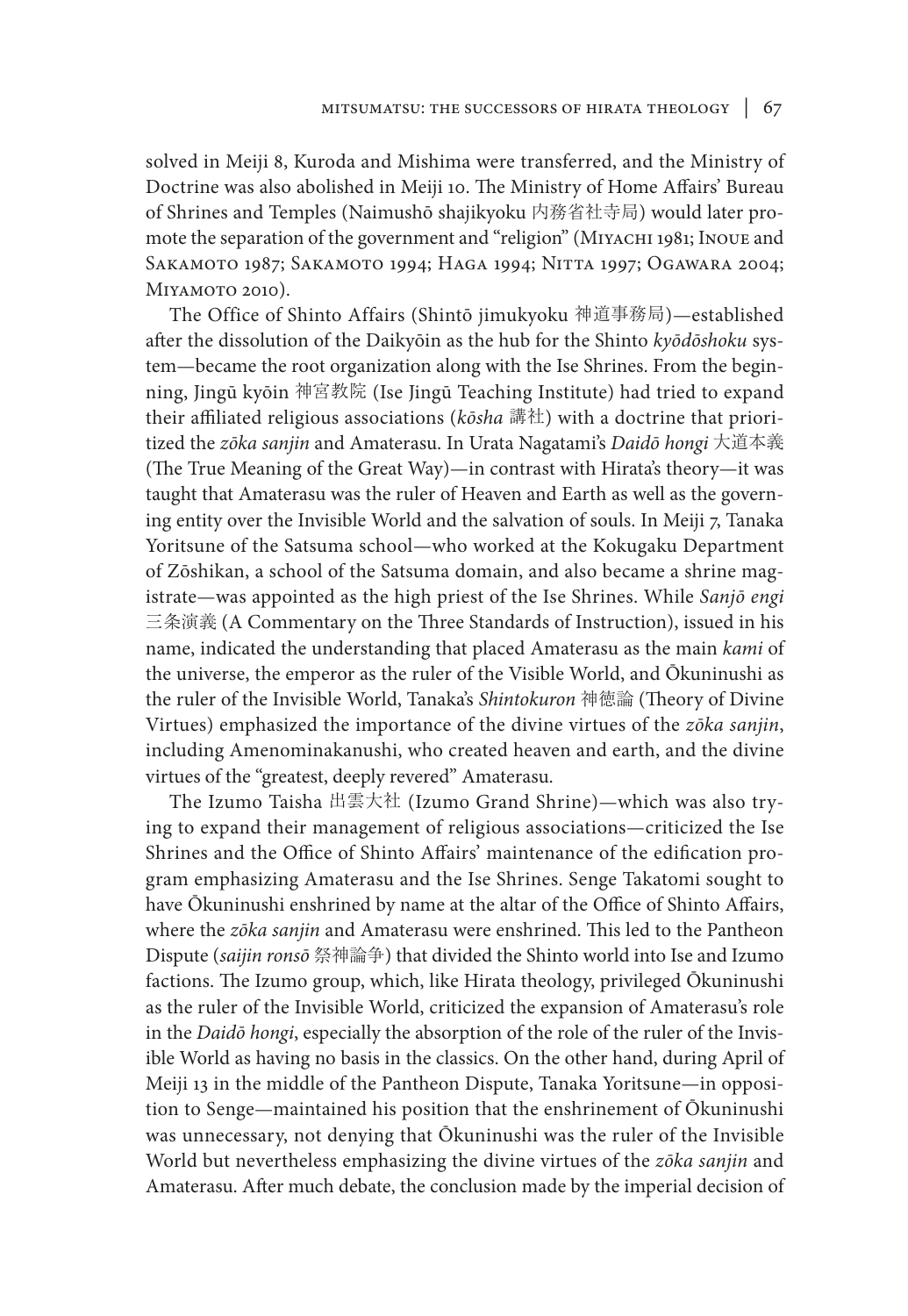solved in Meiji 8, Kuroda and Mishima were transferred, and the Ministry of Doctrine was also abolished in Meiji 10. The Ministry of Home Affairs' Bureau of Shrines and Temples (Naimushō shajikyoku 内務省社寺局) would later promote the separation of the government and "religion" (Miyachi 1981; Inoue and Sakamoto 1987; Sakamoto 1994; Haga 1994; Nitta 1997; Ogawara 2004; Miyamoto 2010).

The Office of Shinto Affairs (Shintō jimukyoku 神道事務局)—established after the dissolution of the Daikyōin as the hub for the Shinto *kyōdōshoku* system—became the root organization along with the Ise Shrines. From the beginning, Jingū kyōin 神宮教院 (Ise Jingū Teaching Institute) had tried to expand their affiliated religious associations (*kōsha* 講社) with a doctrine that prioritized the *zōka sanjin* and Amaterasu. In Urata Nagatami's *Daidō hongi* 大道本義 (The True Meaning of the Great Way)—in contrast with Hirata's theory—it was taught that Amaterasu was the ruler of Heaven and Earth as well as the governing entity over the Invisible World and the salvation of souls. In Meiji 7, Tanaka Yoritsune of the Satsuma school—who worked at the Kokugaku Department of Zōshikan, a school of the Satsuma domain, and also became a shrine magistrate—was appointed as the high priest of the Ise Shrines. While *Sanjō engi* 三条演義 (A Commentary on the Three Standards of Instruction), issued in his name, indicated the understanding that placed Amaterasu as the main *kami* of the universe, the emperor as the ruler of the Visible World, and Ōkuninushi as the ruler of the Invisible World, Tanaka's *Shintokuron* 神徳論 (Theory of Divine Virtues) emphasized the importance of the divine virtues of the *zōka sanjin*, including Amenominakanushi, who created heaven and earth, and the divine virtues of the "greatest, deeply revered" Amaterasu.

The Izumo Taisha 出雲大社 (Izumo Grand Shrine)—which was also trying to expand their management of religious associations—criticized the Ise Shrines and the Office of Shinto Affairs' maintenance of the edification program emphasizing Amaterasu and the Ise Shrines. Senge Takatomi sought to have Ōkuninushi enshrined by name at the altar of the Office of Shinto Affairs, where the *zōka sanjin* and Amaterasu were enshrined. This led to the Pantheon Dispute (*saijin ronsō* 祭神論争) that divided the Shinto world into Ise and Izumo factions. The Izumo group, which, like Hirata theology, privileged Ōkuninushi as the ruler of the Invisible World, criticized the expansion of Amaterasu's role in the *Daidō hongi*, especially the absorption of the role of the ruler of the Invisible World as having no basis in the classics. On the other hand, during April of Meiji 13 in the middle of the Pantheon Dispute, Tanaka Yoritsune—in opposition to Senge—maintained his position that the enshrinement of Ōkuninushi was unnecessary, not denying that Ōkuninushi was the ruler of the Invisible World but nevertheless emphasizing the divine virtues of the *zōka sanjin* and Amaterasu. After much debate, the conclusion made by the imperial decision of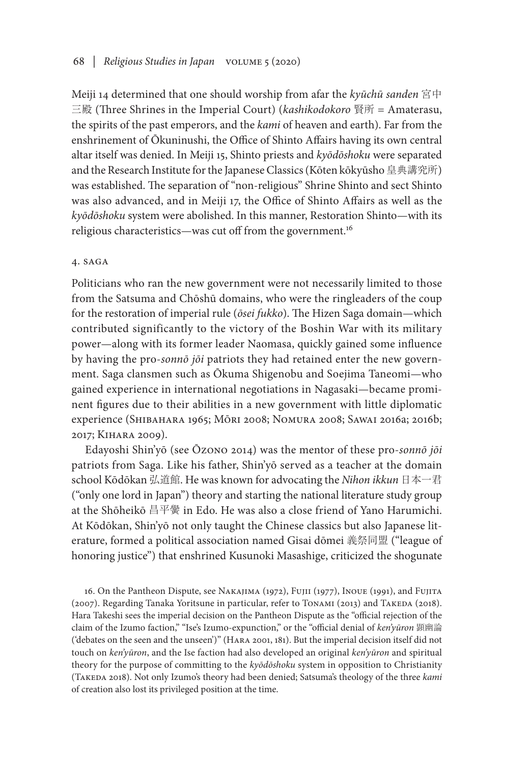Meiji 14 determined that one should worship from afar the *kyūchū sanden* 宮中三殿 (Three Shrines in the Imperial Court) (*kashikodokoro* 賢所 = Amaterasu, the spirits of the past emperors, and the *kami* of heaven and earth). Far from the enshrinement of Ōkuninushi, the Office of Shinto Affairs having its own central altar itself was denied. In Meiji 15, Shinto priests and *kyōdōshoku* were separated and the Research Institute for the Japanese Classics (Kōten kōkyūsho 皇典講究所) was established. The separation of "non-religious" Shrine Shinto and sect Shinto was also advanced, and in Meiji 17, the Office of Shinto Affairs as well as the *kyōdōshoku* system were abolished. In this manner, Restoration Shinto—with its religious characteristics—was cut off from the government.[16]

## 4. SAGA

Politicians who ran the new government were not necessarily limited to those from the Satsuma and Chōshū domains, who were the ringleaders of the coup for the restoration of imperial rule (*ōsei fukko*). The Hizen Saga domain—which contributed significantly to the victory of the Boshin War with its military power—along with its former leader Naomasa, quickly gained some influence by having the pro-*sonnō jōi* patriots they had retained enter the new government. Saga clansmen such as Ōkuma Shigenobu and Soejima Taneomi—who gained experience in international negotiations in Nagasaki—became prominent figures due to their abilities in a new government with little diplomatic experience (Shibahara 1965; Mōri 2008; Nomura 2008; Sawai 2016a; 2016b; 2017; Kihara 2009).

Edayoshi Shin'yō (see Ōzono 2014) was the mentor of these pro-*sonnō jōi* patriots from Saga. Like his father, Shin'yō served as a teacher at the domain school Kōdōkan 弘道館. He was known for advocating the *Nihon ikkun* 日本一君 ("only one lord in Japan") theory and starting the national literature study group at the Shōheikō 昌平黌 in Edo. He was also a close friend of Yano Harumichi. At Kōdōkan, Shin'yō not only taught the Chinese classics but also Japanese literature, formed a political association named Gisai dōmei 義祭同盟 ("league of honoring justice") that enshrined Kusunoki Masashige, criticized the shogunate

16. On the Pantheon Dispute, see Nakajima (1972), Fujii (1977), Inoue (1991), and Fujita (2007). Regarding Tanaka Yoritsune in particular, refer to Tonami (2013) and Takeda (2018). Hara Takeshi sees the imperial decision on the Pantheon Dispute as the "official rejection of the claim of the Izumo faction," "Ise's Izumo-expunction," or the "official denial of *ken'yūron* 顕幽論 ('debates on the seen and the unseen')" (Hara 2001, 181). But the imperial decision itself did not touch on *ken'yūron*, and the Ise faction had also developed an original *ken'yūron* and spiritual theory for the purpose of committing to the *kyōdōshoku* system in opposition to Christianity (Takeda 2018). Not only Izumo's theory had been denied; Satsuma's theology of the three *kami* of creation also lost its privileged position at the time.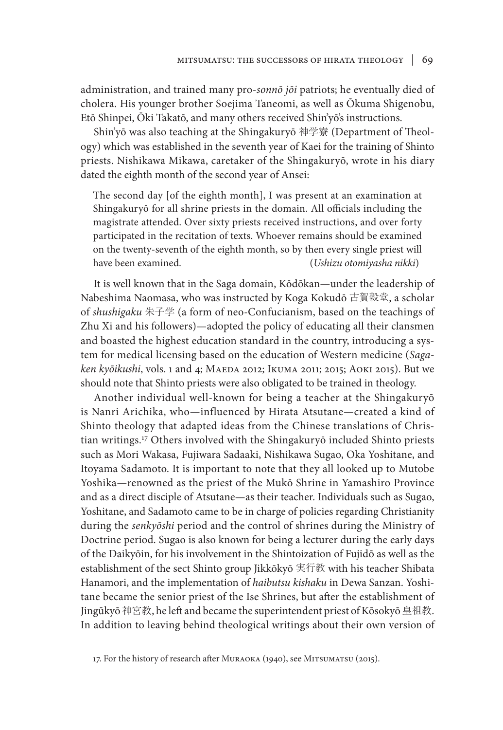administration, and trained many pro-*sonnō jōi* patriots; he eventually died of cholera. His younger brother Soejima Taneomi, as well as Ōkuma Shigenobu, Etō Shinpei, Ōki Takatō, and many others received Shin'yō's instructions.

Shin'yō was also teaching at the Shingakuryō 神学寮 (Department of Theology) which was established in the seventh year of Kaei for the training of Shinto priests. Nishikawa Mikawa, caretaker of the Shingakuryō, wrote in his diary dated the eighth month of the second year of Ansei:

> The second day [of the eighth month], I was present at an examination at Shingakuryō for all shrine priests in the domain. All officials including the magistrate attended. Over sixty priests received instructions, and over forty participated in the recitation of texts. Whoever remains should be examined on the twenty-seventh of the eighth month, so by then every single priest will have been examined. (*Ushizu otomiyasha nikki*)

It is well known that in the Saga domain, Kōdōkan—under the leadership of Nabeshima Naomasa, who was instructed by Koga Kokudō 古賀穀堂, a scholar of *shushigaku* 朱子学 (a form of neo-Confucianism, based on the teachings of Zhu Xi and his followers)—adopted the policy of educating all their clansmen and boasted the highest education standard in the country, introducing a system for medical licensing based on the education of Western medicine (*Saga-ken kyōikushi*, vols. 1 and 4; Maeda 2012; Ikuma 2011; 2015; Aoki 2015). But we should note that Shinto priests were also obligated to be trained in theology.

Another individual well-known for being a teacher at the Shingakuryō is Nanri Arichika, who—influenced by Hirata Atsutane—created a kind of Shinto theology that adapted ideas from the Chinese translations of Christian writings.[17] Others involved with the Shingakuryō included Shinto priests such as Mori Wakasa, Fujiwara Sadaaki, Nishikawa Sugao, Oka Yoshitane, and Itoyama Sadamoto. It is important to note that they all looked up to Mutobe Yoshika—renowned as the priest of the Mukō Shrine in Yamashiro Province and as a direct disciple of Atsutane—as their teacher. Individuals such as Sugao, Yoshitane, and Sadamoto came to be in charge of policies regarding Christianity during the *senkyōshi* period and the control of shrines during the Ministry of Doctrine period. Sugao is also known for being a lecturer during the early days of the Daikyōin, for his involvement in the Shintoization of Fujidō as well as the establishment of the sect Shinto group Jikkōkyō 実行教 with his teacher Shibata Hanamori, and the implementation of *haibutsu kishaku* in Dewa Sanzan. Yoshitane became the senior priest of the Ise Shrines, but after the establishment of Jingūkyō 神宮教, he left and became the superintendent priest of Kōsokyō 皇祖教. In addition to leaving behind theological writings about their own version of

17. For the history of research after Muraoka (1940), see Mitsumatsu (2015).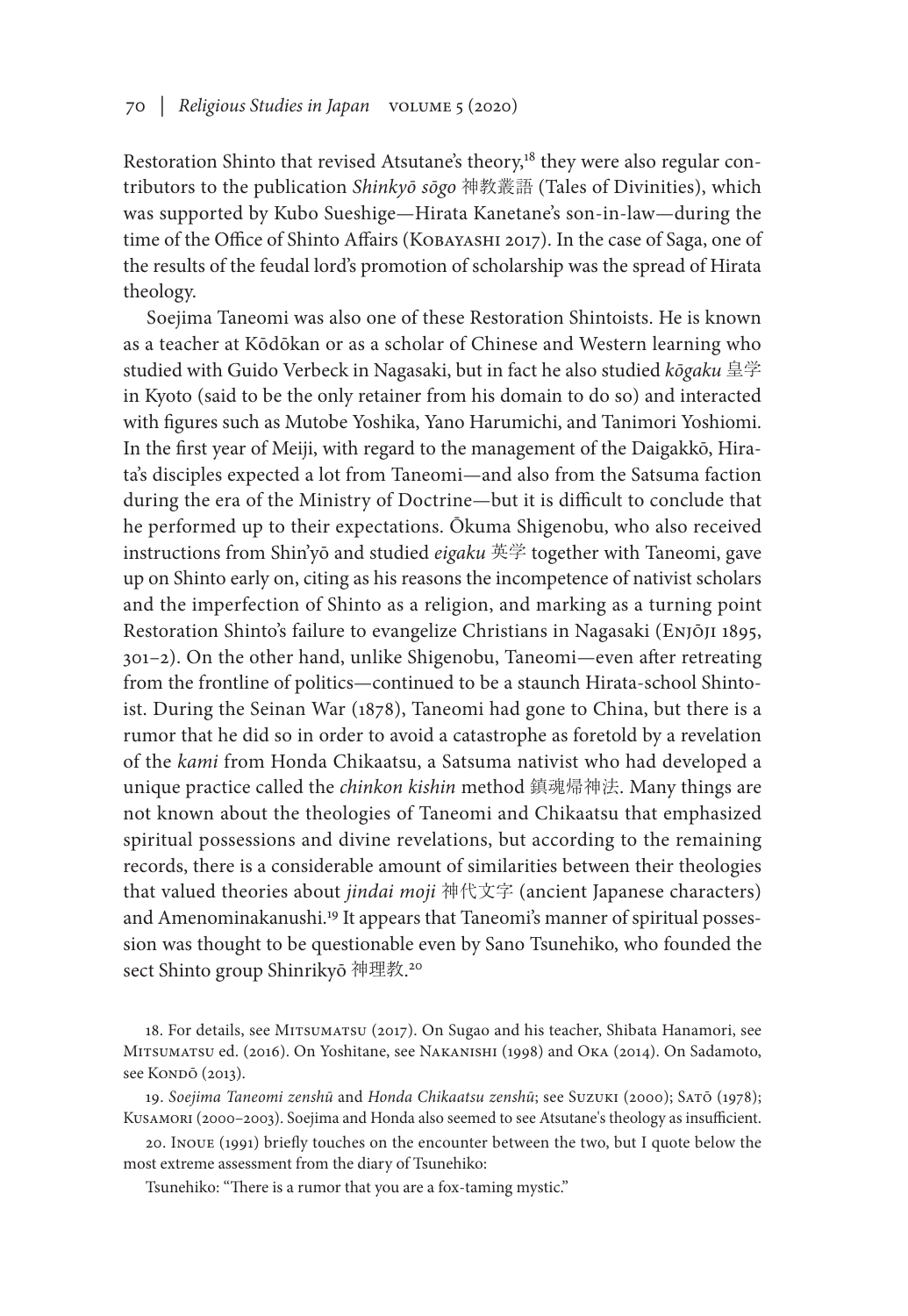Restoration Shinto that revised Atsutane's theory,[18] they were also regular contributors to the publication *Shinkyō sōgo* 神教叢語 (Tales of Divinities), which was supported by Kubo Sueshige—Hirata Kanetane's son-in-law—during the time of the Office of Shinto Affairs (Kobayashi 2017). In the case of Saga, one of the results of the feudal lord's promotion of scholarship was the spread of Hirata theology.

Soejima Taneomi was also one of these Restoration Shintoists. He is known as a teacher at Kōdōkan or as a scholar of Chinese and Western learning who studied with Guido Verbeck in Nagasaki, but in fact he also studied *kōgaku* 皇学 in Kyoto (said to be the only retainer from his domain to do so) and interacted with figures such as Mutobe Yoshika, Yano Harumichi, and Tanimori Yoshiomi. In the first year of Meiji, with regard to the management of the Daigakkō, Hirata's disciples expected a lot from Taneomi—and also from the Satsuma faction during the era of the Ministry of Doctrine—but it is difficult to conclude that he performed up to their expectations. Ōkuma Shigenobu, who also received instructions from Shin'yō and studied *eigaku* 英学 together with Taneomi, gave up on Shinto early on, citing as his reasons the incompetence of nativist scholars and the imperfection of Shinto as a religion, and marking as a turning point Restoration Shinto's failure to evangelize Christians in Nagasaki (Enjōji 1895, 301–2). On the other hand, unlike Shigenobu, Taneomi—even after retreating from the frontline of politics—continued to be a staunch Hirata-school Shintoist. During the Seinan War (1878), Taneomi had gone to China, but there is a rumor that he did so in order to avoid a catastrophe as foretold by a revelation of the *kami* from Honda Chikaatsu, a Satsuma nativist who had developed a unique practice called the *chinkon kishin* method 鎮魂帰神法. Many things are not known about the theologies of Taneomi and Chikaatsu that emphasized spiritual possessions and divine revelations, but according to the remaining records, there is a considerable amount of similarities between their theologies that valued theories about *jindai moji* 神代文字 (ancient Japanese characters) and Amenominakanushi.[19] It appears that Taneomi's manner of spiritual possession was thought to be questionable even by Sano Tsunehiko, who founded the sect Shinto group Shinrikyō 神理教.[20]

18. For details, see Mitsumatsu (2017). On Sugao and his teacher, Shibata Hanamori, see Mitsumatsu ed. (2016). On Yoshitane, see Nakanishi (1998) and Oka (2014). On Sadamoto, see Kondō (2013).

19. *Soejima Taneomi zenshū* and *Honda Chikaatsu zenshū*; see Suzuki (2000); Satō (1978); Kusamori (2000–2003). Soejima and Honda also seemed to see Atsutane's theology as insufficient.

20. Inoue (1991) briefly touches on the encounter between the two, but I quote below the most extreme assessment from the diary of Tsunehiko:

Tsunehiko: "There is a rumor that you are a fox-taming mystic."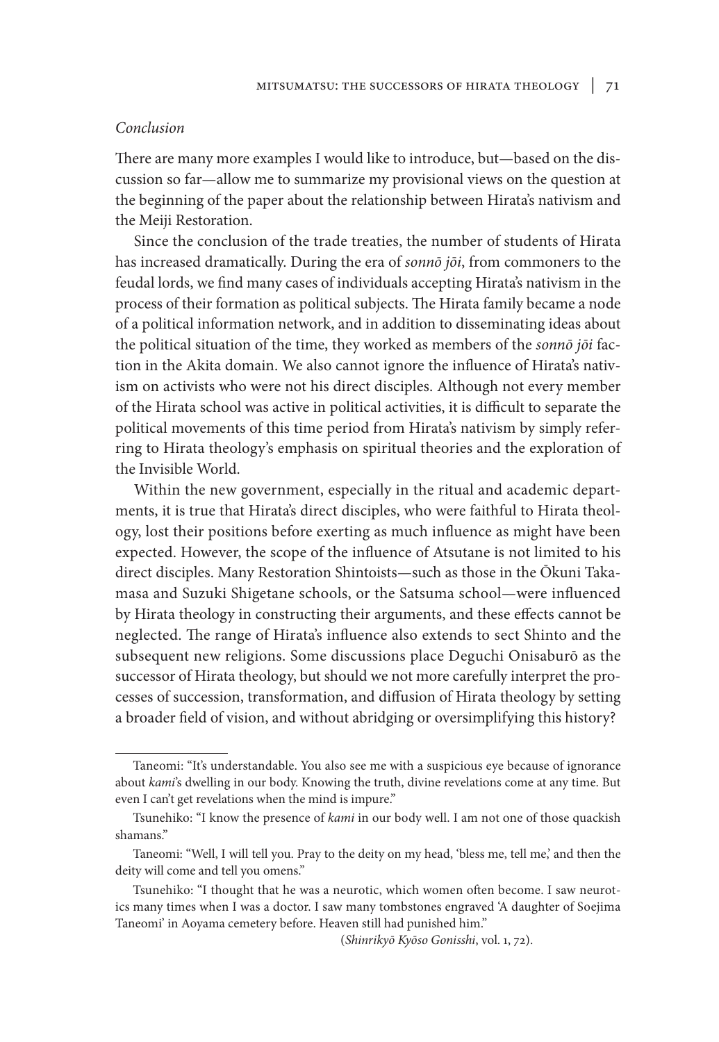### *Conclusion*

There are many more examples I would like to introduce, but—based on the discussion so far—allow me to summarize my provisional views on the question at the beginning of the paper about the relationship between Hirata's nativism and the Meiji Restoration.

Since the conclusion of the trade treaties, the number of students of Hirata has increased dramatically. During the era of *sonnō jōi*, from commoners to the feudal lords, we find many cases of individuals accepting Hirata's nativism in the process of their formation as political subjects. The Hirata family became a node of a political information network, and in addition to disseminating ideas about the political situation of the time, they worked as members of the *sonnō jōi* faction in the Akita domain. We also cannot ignore the influence of Hirata's nativism on activists who were not his direct disciples. Although not every member of the Hirata school was active in political activities, it is difficult to separate the political movements of this time period from Hirata's nativism by simply referring to Hirata theology's emphasis on spiritual theories and the exploration of the Invisible World.

Within the new government, especially in the ritual and academic departments, it is true that Hirata's direct disciples, who were faithful to Hirata theology, lost their positions before exerting as much influence as might have been expected. However, the scope of the influence of Atsutane is not limited to his direct disciples. Many Restoration Shintoists—such as those in the Ōkuni Takamasa and Suzuki Shigetane schools, or the Satsuma school—were influenced by Hirata theology in constructing their arguments, and these effects cannot be neglected. The range of Hirata's influence also extends to sect Shinto and the subsequent new religions. Some discussions place Deguchi Onisaburō as the successor of Hirata theology, but should we not more carefully interpret the processes of succession, transformation, and diffusion of Hirata theology by setting a broader field of vision, and without abridging or oversimplifying this history?

---

Taneomi: "It's understandable. You also see me with a suspicious eye because of ignorance about *kami*'s dwelling in our body. Knowing the truth, divine revelations come at any time. But even I can't get revelations when the mind is impure."

Tsunehiko: "I know the presence of *kami* in our body well. I am not one of those quackish shamans."

Taneomi: "Well, I will tell you. Pray to the deity on my head, 'bless me, tell me,' and then the deity will come and tell you omens."

Tsunehiko: "I thought that he was a neurotic, which women often become. I saw neurotics many times when I was a doctor. I saw many tombstones engraved 'A daughter of Soejima Taneomi' in Aoyama cemetery before. Heaven still had punished him."

(*Shinrikyō Kyōso Gonisshi*, vol. 1, 72).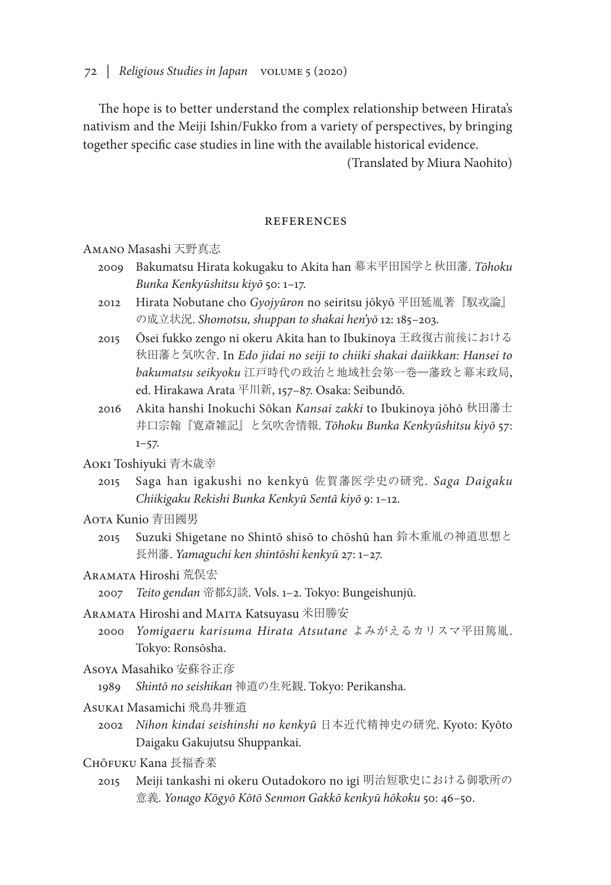The hope is to better understand the complex relationship between Hirata's nativism and the Meiji Ishin/Fukko from a variety of perspectives, by bringing together specific case studies in line with the available historical evidence.

(Translated by Miura Naohito)

## REFERENCES

Amano Masashi 天野真志

2009 Bakumatsu Hirata kokugaku to Akita han 幕末平田国学と秋田藩. *Tōhoku Bunka Kenkyūshitsu kiyō* 50: 1–17.

2012 Hirata Nobutane cho *Gyojyūron* no seiritsu jōkyō 平田延胤著『馭戎論』の成立状況. *Shomotsu, shuppan to shakai hen'yō* 12: 185–203.

2015 Ōsei fukko zengo ni okeru Akita han to Ibukinoya 王政復古前後における秋田藩と気吹舎. In *Edo jidai no seiji to chiiki shakai daiikkan: Hansei to bakumatsu seikyoku* 江戸時代の政治と地域社会第一巻—藩政と幕末政局, ed. Hirakawa Arata 平川新, 157–87. Osaka: Seibundō.

2016 Akita hanshi Inokuchi Sōkan *Kansai zakki* to Ibukinoya jōhō 秋田藩士井口宗翰『寛斎雑記』と気吹舎情報. *Tōhoku Bunka Kenkyūshitsu kiyō* 57: 1–57.

Aoki Toshiyuki 青木歳幸

2015 Saga han igakushi no kenkyū 佐賀藩医学史の研究. *Saga Daigaku Chiikigaku Rekishi Bunka Kenkyū Sentā kiyō* 9: 1–12.

Aota Kunio 青田國男

2015 Suzuki Shigetane no Shintō shisō to chōshū han 鈴木重胤の神道思想と長州藩. *Yamaguchi ken shintōshi kenkyū* 27: 1–27.

Aramata Hiroshi 荒俣宏

2007 *Teito gendan* 帝都幻談. Vols. 1–2. Tokyo: Bungeishunjū.

Aramata Hiroshi and Maita Katsuyasu 米田勝安

2000 *Yomigaeru karisuma Hirata Atsutane* よみがえるカリスマ平田篤胤. Tokyo: Ronsōsha.

Asoya Masahiko 安蘇谷正彦

1989 *Shintō no seishikan* 神道の生死観. Tokyo: Perikansha.

Asukai Masamichi 飛鳥井雅道

2002 *Nihon kindai seishinshi no kenkyū* 日本近代精神史の研究. Kyoto: Kyōto Daigaku Gakujutsu Shuppankai.

Chōfuku Kana 長福香菜

2015 Meiji tankashi ni okeru Outadokoro no igi 明治短歌史における御歌所の意義. *Yonago Kōgyō Kōtō Senmon Gakkō kenkyū hōkoku* 50: 46–50.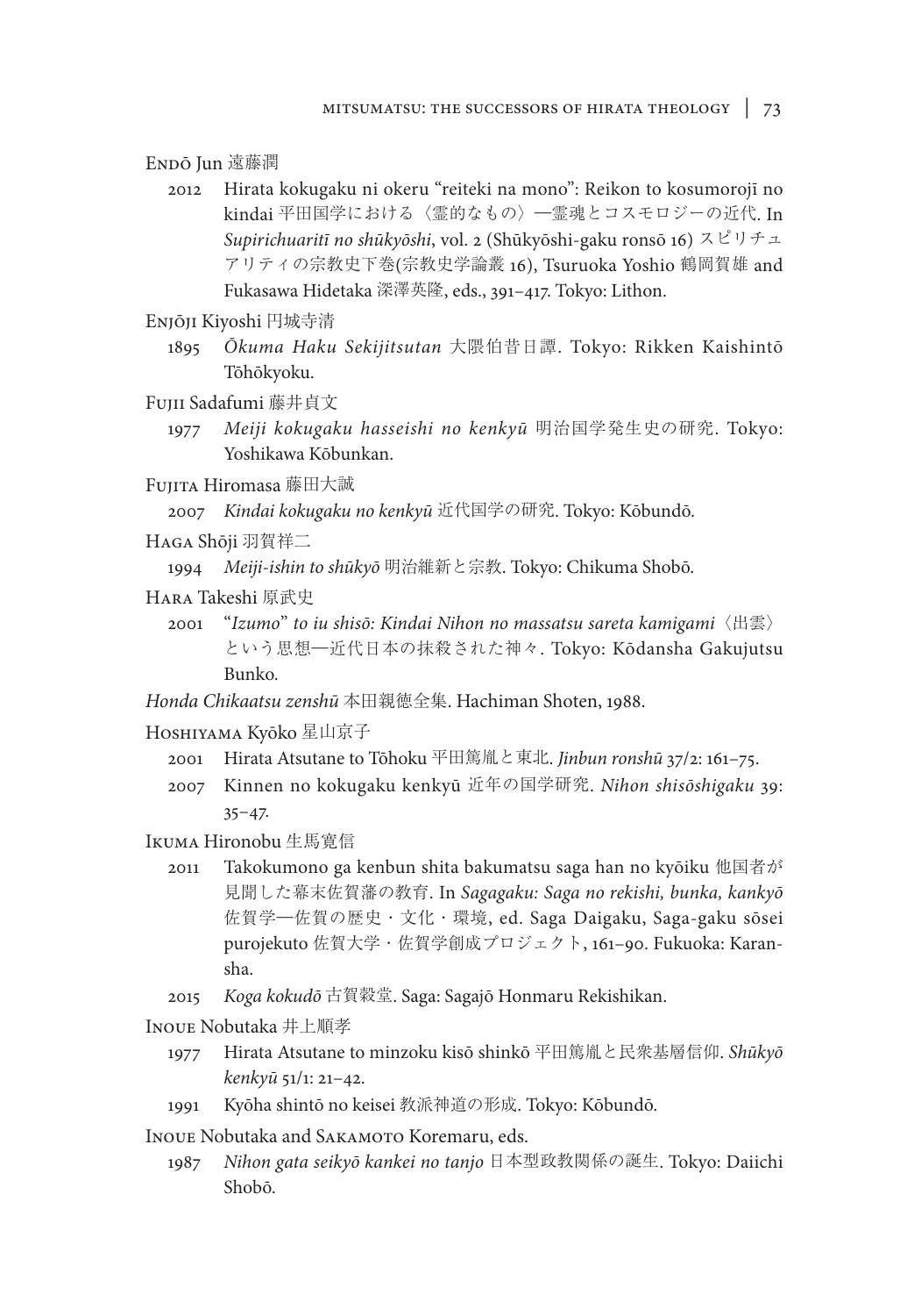Endō Jun 遠藤潤

2012 Hirata kokugaku ni okeru “reiteki na mono”: Reikon to kosumorojī no kindai 平田国学における〈霊的なもの〉—霊魂とコスモロジーの近代. In *Supirichuaritī no shūkyōshi*, vol. 2 (Shūkyōshi-gaku ronsō 16) スピリチュアリティの宗教史下巻(宗教史学論叢 16), Tsuruoka Yoshio 鶴岡賀雄 and Fukasawa Hidetaka 深澤英隆, eds., 391–417. Tokyo: Lithon.

Enjōji Kiyoshi 円城寺清

1895 *Ōkuma Haku Sekijitsutan* 大隈伯昔日譚. Tokyo: Rikken Kaishintō Tōhōkyoku.

Fujii Sadafumi 藤井貞文

1977 *Meiji kokugaku hasseishi no kenkyū* 明治国学発生史の研究. Tokyo: Yoshikawa Kōbunkan.

Fujita Hiromasa 藤田大誠

2007 *Kindai kokugaku no kenkyū* 近代国学の研究. Tokyo: Kōbundō.

Haga Shōji 羽賀祥二

1994 *Meiji-ishin to shūkyō* 明治維新と宗教. Tokyo: Chikuma Shobō.

Hara Takeshi 原武史

2001 “*Izumo*” *to iu shisō: Kindai Nihon no massatsu sareta kamigami*〈出雲〉という思想—近代日本の抹殺された神々. Tokyo: Kōdansha Gakujutsu Bunko.

*Honda Chikaatsu zenshū* 本田親徳全集. Hachiman Shoten, 1988.

Hoshiyama Kyōko 星山京子

2001 Hirata Atsutane to Tōhoku 平田篤胤と東北. *Jinbun ronshū* 37/2: 161–75.

2007 Kinnen no kokugaku kenkyū 近年の国学研究. *Nihon shisōshigaku* 39: 35–47.

Ikuma Hironobu 生馬寛信

2011 Takokumono ga kenbun shita bakumatsu saga han no kyōiku 他国者が見聞した幕末佐賀藩の教育. In *Sagagaku: Saga no rekishi, bunka, kankyō* 佐賀学—佐賀の歴史・文化・環境, ed. Saga Daigaku, Saga-gaku sōsei purojekuto 佐賀大学・佐賀学創成プロジェクト, 161–90. Fukuoka: Karansha.

2015 *Koga kokudō* 古賀穀堂. Saga: Sagajō Honmaru Rekishikan.

Inoue Nobutaka 井上順孝

1977 Hirata Atsutane to minzoku kisō shinkō 平田篤胤と民衆基層信仰. *Shūkyō kenkyū* 51/1: 21–42.

1991 Kyōha shintō no keisei 教派神道の形成. Tokyo: Kōbundō.

Inoue Nobutaka and Sakamoto Koremaru, eds.

1987 *Nihon gata seikyō kankei no tanjo* 日本型政教関係の誕生. Tokyo: Daiichi Shobō.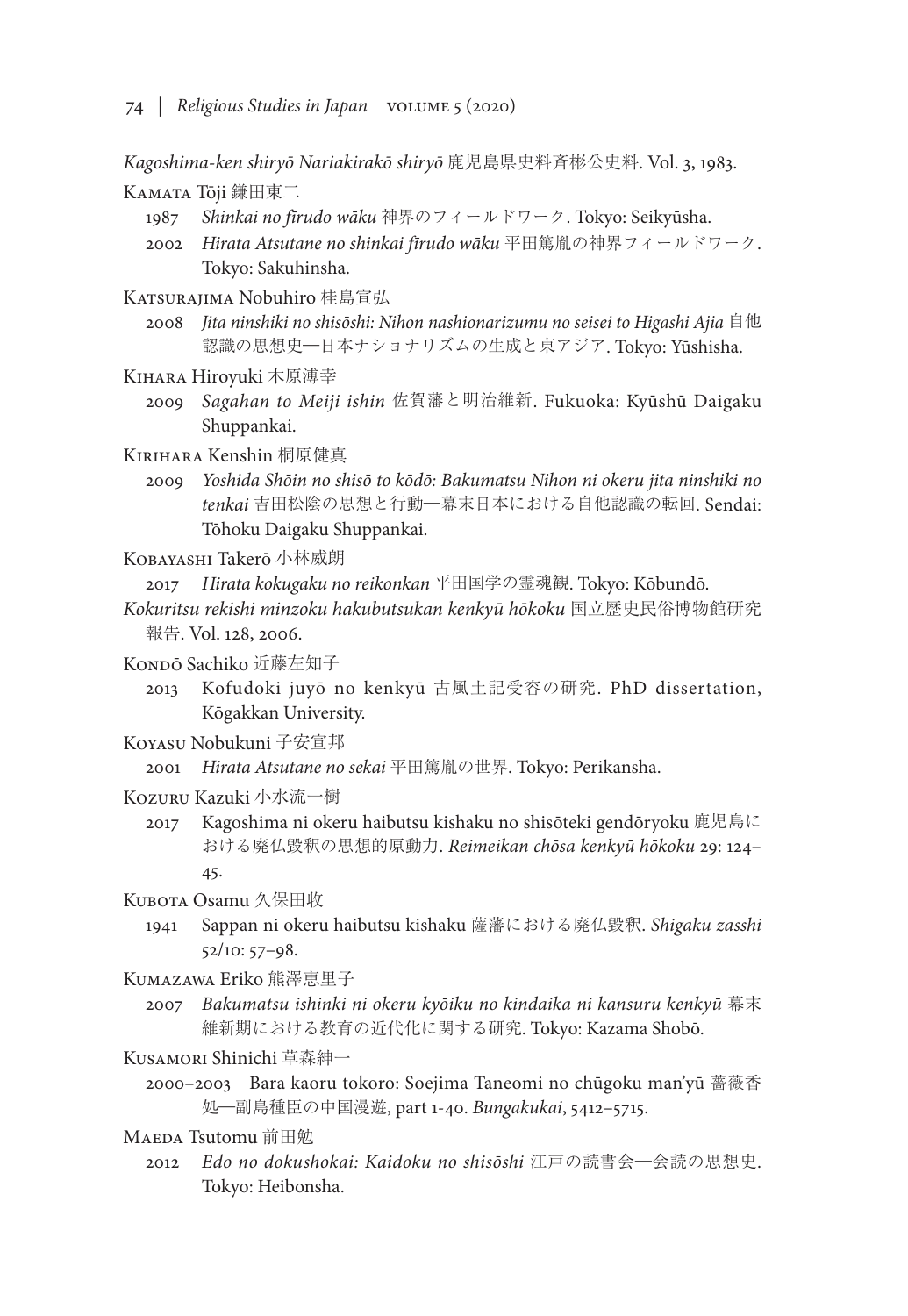*Kagoshima-ken shiryō Nariakirakō shiryō* 鹿児島県史料斉彬公史料. Vol. 3, 1983.

Kamata Tōji 鎌田東二

- 1987 *Shinkai no fīrudo wāku* 神界のフィールドワーク. Tokyo: Seikyūsha.
- 2002 *Hirata Atsutane no shinkai fīrudo wāku* 平田篤胤の神界フィールドワーク. Tokyo: Sakuhinsha.

Katsurajima Nobuhiro 桂島宣弘

- 2008 *Jita ninshiki no shisōshi: Nihon nashionarizumu no seisei to Higashi Ajia* 自他認識の思想史—日本ナショナリズムの生成と東アジア. Tokyo: Yūshisha.

Kihara Hiroyuki 木原溥幸

- 2009 *Sagahan to Meiji ishin* 佐賀藩と明治維新. Fukuoka: Kyūshū Daigaku Shuppankai.

Kirihara Kenshin 桐原健真

- 2009 *Yoshida Shōin no shisō to kōdō: Bakumatsu Nihon ni okeru jita ninshiki no tenkai* 吉田松陰の思想と行動—幕末日本における自他認識の転回. Sendai: Tōhoku Daigaku Shuppankai.

Kobayashi Takerō 小林威朗

- 2017 *Hirata kokugaku no reikonkan* 平田国学の霊魂観. Tokyo: Kōbundō.

*Kokuritsu rekishi minzoku hakubutsukan kenkyū hōkoku* 国立歴史民俗博物館研究報告. Vol. 128, 2006.

Kondō Sachiko 近藤左知子

- 2013 Kofudoki juyō no kenkyū 古風土記受容の研究. PhD dissertation, Kōgakkan University.

Koyasu Nobukuni 子安宣邦

- 2001 *Hirata Atsutane no sekai* 平田篤胤の世界. Tokyo: Perikansha.

Kozuru Kazuki 小水流一樹

- 2017 Kagoshima ni okeru haibutsu kishaku no shisōteki gendōryoku 鹿児島における廃仏毀釈の思想的原動力. *Reimeikan chōsa kenkyū hōkoku* 29: 124–45.

Kubota Osamu 久保田收

- 1941 Sappan ni okeru haibutsu kishaku 薩藩における廃仏毀釈. *Shigaku zasshi* 52/10: 57–98.

Kumazawa Eriko 熊澤恵里子

- 2007 *Bakumatsu ishinki ni okeru kyōiku no kindaika ni kansuru kenkyū* 幕末維新期における教育の近代化に関する研究. Tokyo: Kazama Shobō.

Kusamori Shinichi 草森紳一

- 2000–2003 Bara kaoru tokoro: Soejima Taneomi no chūgoku man'yū 薔薇香処—副島種臣の中国漫遊, part 1-40. *Bungakukai*, 5412–5715.

Maeda Tsutomu 前田勉

- 2012 *Edo no dokushokai: Kaidoku no shisōshi* 江戸の読書会—会読の思想史. Tokyo: Heibonsha.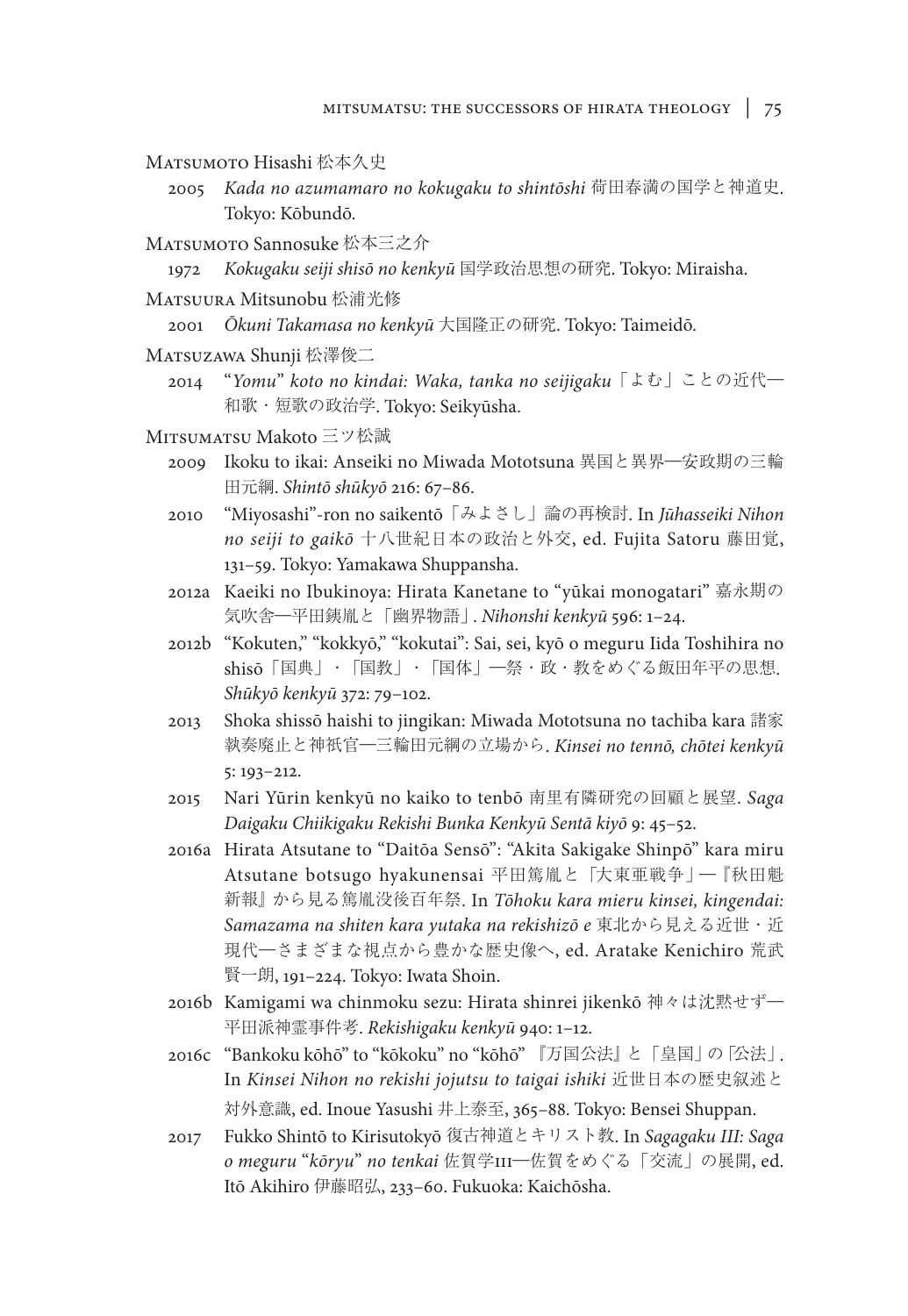Matsumoto Hisashi 松本久史

2005 *Kada no azumamaro no kokugaku to shintōshi* 荷田春満の国学と神道史. Tokyo: Kōbundō.

Matsumoto Sannosuke 松本三之介

1972 *Kokugaku seiji shisō no kenkyū* 国学政治思想の研究. Tokyo: Miraisha.

Matsuura Mitsunobu 松浦光修

2001 *Ōkuni Takamasa no kenkyū* 大国隆正の研究. Tokyo: Taimeidō.

Matsuzawa Shunji 松澤俊二

2014 "*Yomu*" *koto no kindai: Waka, tanka no seijigaku*「よむ」ことの近代—和歌・短歌の政治学. Tokyo: Seikyūsha.

Mitsumatsu Makoto 三ツ松誠

2009 Ikoku to ikai: Anseiki no Miwada Mototsuna 異国と異界—安政期の三輪田元綱. *Shintō shūkyō* 216: 67–86.

2010 "Miyosashi"-ron no saikentō「みよさし」論の再検討. In *Jūhasseiki Nihon no seiji to gaikō* 十八世紀日本の政治と外交, ed. Fujita Satoru 藤田覚, 131–59. Tokyo: Yamakawa Shuppansha.

2012a Kaeiki no Ibukinoya: Hirata Kanetane to "yūkai monogatari" 嘉永期の気吹舎—平田銕胤と「幽界物語」. *Nihonshi kenkyū* 596: 1–24.

2012b "Kokuten," "kokkyō," "kokutai": Sai, sei, kyō o meguru Iida Toshihira no shisō「国典」・「国教」・「国体」—祭・政・教をめぐる飯田年平の思想. *Shūkyō kenkyū* 372: 79–102.

2013 Shoka shissō haishi to jingikan: Miwada Mototsuna no tachiba kara 諸家執奏廃止と神祇官—三輪田元綱の立場から. *Kinsei no tennō, chōtei kenkyū* 5: 193–212.

2015 Nari Yūrin kenkyū no kaiko to tenbō 南里有隣研究の回顧と展望. *Saga Daigaku Chiikigaku Rekishi Bunka Kenkyū Sentā kiyō* 9: 45–52.

2016a Hirata Atsutane to "Daitōa Sensō": "Akita Sakigake Shinpō" kara miru Atsutane botsugo hyakunensai 平田篤胤と「大東亜戦争」—『秋田魁新報』から見る篤胤没後百年祭. In *Tōhoku kara mieru kinsei, kingendai: Samazama na shiten kara yutaka na rekishizō e* 東北から見える近世・近現代—さまざまな視点から豊かな歴史像へ, ed. Aratake Kenichiro 荒武賢一朗, 191–224. Tokyo: Iwata Shoin.

2016b Kamigami wa chinmoku sezu: Hirata shinrei jikenkō 神々は沈黙せず—平田派神霊事件考. *Rekishigaku kenkyū* 940: 1–12.

2016c "Bankoku kōhō" to "kōkoku" no "kōhō"『万国公法』と「皇国」の「公法」. In *Kinsei Nihon no rekishi jojutsu to taigai ishiki* 近世日本の歴史叙述と対外意識, ed. Inoue Yasushi 井上泰至, 365–88. Tokyo: Bensei Shuppan.

2017 Fukko Shintō to Kirisutokyō 復古神道とキリスト教. In *Sagagaku III: Saga o meguru "kōryu" no tenkai* 佐賀学III—佐賀をめぐる「交流」の展開, ed. Itō Akihiro 伊藤昭弘, 233–60. Fukuoka: Kaichōsha.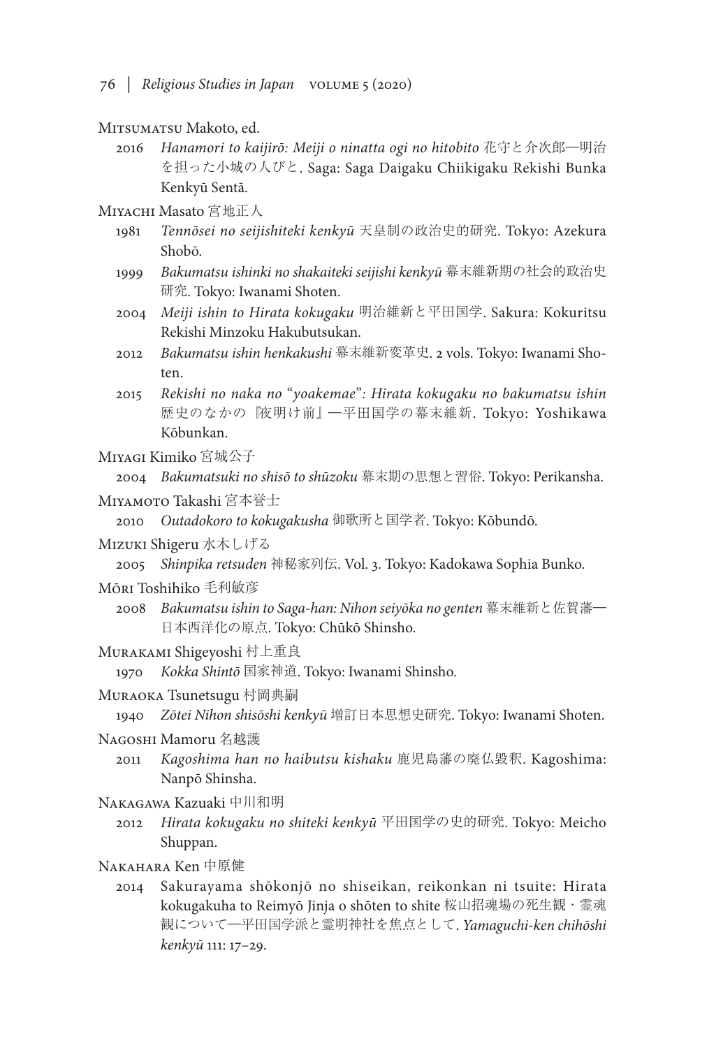Mitsumatsu Makoto, ed.

2016 *Hanamori to kaijirō: Meiji o ninatta ogi no hitobito* 花守と介次郎—明治を担った小城の人びと. Saga: Saga Daigaku Chiikigaku Rekishi Bunka Kenkyū Sentā.

Miyachi Masato 宮地正人

1981 *Tennōsei no seijishiteki kenkyū* 天皇制の政治史的研究. Tokyo: Azekura Shobō.

1999 *Bakumatsu ishinki no shakaiteki seijishi kenkyū* 幕末維新期の社会的政治史研究. Tokyo: Iwanami Shoten.

2004 *Meiji ishin to Hirata kokugaku* 明治維新と平田国学. Sakura: Kokuritsu Rekishi Minzoku Hakubutsukan.

2012 *Bakumatsu ishin henkakushi* 幕末維新変革史. 2 vols. Tokyo: Iwanami Shoten.

2015 *Rekishi no naka no "yoakemae": Hirata kokugaku no bakumatsu ishin* 歴史のなかの『夜明け前』—平田国学の幕末維新. Tokyo: Yoshikawa Kōbunkan.

Miyagi Kimiko 宮城公子

2004 *Bakumatsuki no shisō to shūzoku* 幕末期の思想と習俗. Tokyo: Perikansha.

Miyamoto Takashi 宮本誉士

2010 *Outadokoro to kokugakusha* 御歌所と国学者. Tokyo: Kōbundō.

Mizuki Shigeru 水木しげる

2005 *Shinpika retsuden* 神秘家列伝. Vol. 3. Tokyo: Kadokawa Sophia Bunko.

Mōri Toshihiko 毛利敏彦

2008 *Bakumatsu ishin to Saga-han: Nihon seiyōka no genten* 幕末維新と佐賀藩—日本西洋化の原点. Tokyo: Chūkō Shinsho.

Murakami Shigeyoshi 村上重良

1970 *Kokka Shintō* 国家神道. Tokyo: Iwanami Shinsho.

Muraoka Tsunetsugu 村岡典嗣

1940 *Zōtei Nihon shisōshi kenkyū* 増訂日本思想史研究. Tokyo: Iwanami Shoten.

Nagoshi Mamoru 名越護

2011 *Kagoshima han no haibutsu kishaku* 鹿児島藩の廃仏毀釈. Kagoshima: Nanpō Shinsha.

Nakagawa Kazuaki 中川和明

2012 *Hirata kokugaku no shiteki kenkyū* 平田国学の史的研究. Tokyo: Meicho Shuppan.

Nakahara Ken 中原健

2014 Sakurayama shōkonjō no shiseikan, reikonkan ni tsuite: Hirata kokugakuha to Reimyō Jinja o shōten to shite 桜山招魂場の死生観・霊魂観について—平田国学派と霊明神社を焦点として. *Yamaguchi-ken chihōshi kenkyū* 111: 17–29.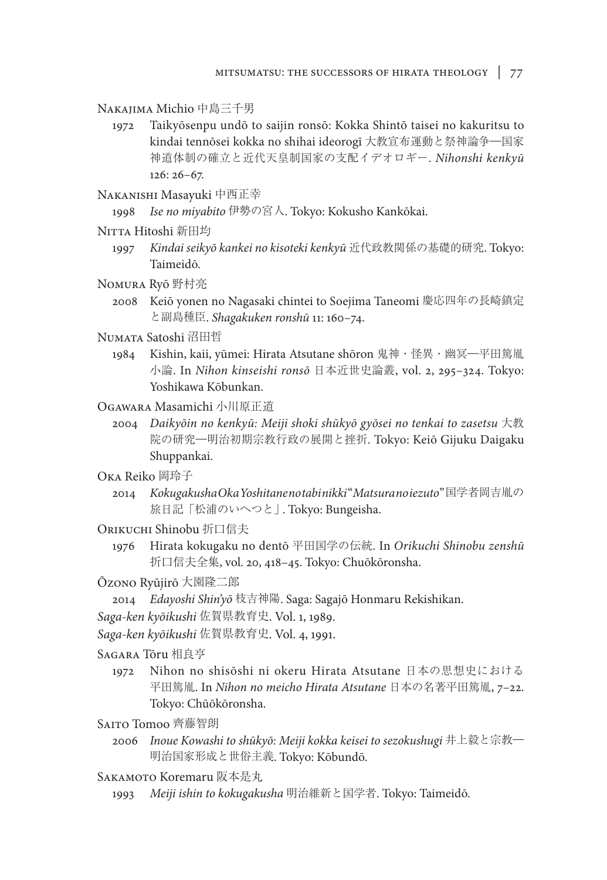Nakajima Michio 中島三千男

1972 Taikyōsenpu undō to saijin ronsō: Kokka Shintō taisei no kakuritsu to kindai tennōsei kokka no shihai ideorogī 大教宣布運動と祭神論争—国家神道体制の確立と近代天皇制国家の支配イデオロギー. *Nihonshi kenkyū* 126: 26–67.

Nakanishi Masayuki 中西正幸

1998 *Ise no miyabito* 伊勢の宮人. Tokyo: Kokusho Kankōkai.

Nitta Hitoshi 新田均

1997 *Kindai seikyō kankei no kisoteki kenkyū* 近代政教関係の基礎的研究. Tokyo: Taimeidō.

Nomura Ryō 野村亮

2008 Keiō yonen no Nagasaki chintei to Soejima Taneomi 慶応四年の長崎鎮定と副島種臣. *Shagakuken ronshū* 11: 160–74.

Numata Satoshi 沼田哲

1984 Kishin, kaii, yūmei: Hirata Atsutane shōron 鬼神・怪異・幽冥—平田篤胤小論. In *Nihon kinseishi ronsō* 日本近世史論叢, vol. 2, 295–324. Tokyo: Yoshikawa Kōbunkan.

Ogawara Masamichi 小川原正道

2004 *Daikyōin no kenkyū: Meiji shoki shūkyō gyōsei no tenkai to zasetsu* 大教院の研究—明治初期宗教行政の展開と挫折. Tokyo: Keiō Gijuku Daigaku Shuppankai.

Oka Reiko 岡玲子

2014 *Kokugakusha Oka Yoshitane no tabi nikki "Matsura no iezuto"* 国学者岡吉胤の旅日記「松浦のいへつと」. Tokyo: Bungeisha.

Orikuchi Shinobu 折口信夫

1976 Hirata kokugaku no dentō 平田国学の伝統. In *Orikuchi Shinobu zenshū* 折口信夫全集, vol. 20, 418–45. Tokyo: Chuōkōronsha.

Ōzono Ryūjirō 大園隆二郎

2014 *Edayoshi Shin'yō* 枝吉神陽. Saga: Sagajō Honmaru Rekishikan.

*Saga-ken kyōikushi* 佐賀県教育史. Vol. 1, 1989.

*Saga-ken kyōikushi* 佐賀県教育史. Vol. 4, 1991.

Sagara Tōru 相良亨

1972 Nihon no shisōshi ni okeru Hirata Atsutane 日本の思想史における平田篤胤. In *Nihon no meicho Hirata Atsutane* 日本の名著平田篤胤, 7–22. Tokyo: Chūōkōronsha.

Saito Tomoo 齊藤智朗

2006 *Inoue Kowashi to shūkyō: Meiji kokka keisei to sezokushugi* 井上毅と宗教—明治国家形成と世俗主義. Tokyo: Kōbundō.

Sakamoto Koremaru 阪本是丸

1993 *Meiji ishin to kokugakusha* 明治維新と国学者. Tokyo: Taimeidō.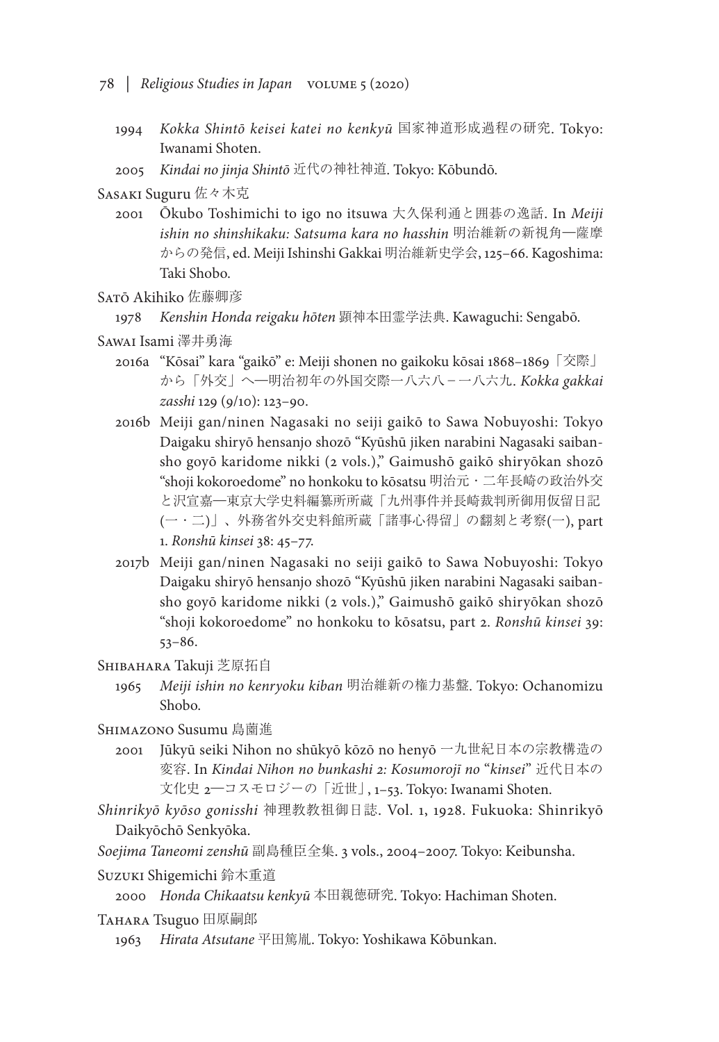1994 *Kokka Shintō keisei katei no kenkyū* 国家神道形成過程の研究. Tokyo: Iwanami Shoten.

2005 *Kindai no jinja Shintō* 近代の神社神道. Tokyo: Kōbundō.

Sasaki Suguru 佐々木克

2001 Ōkubo Toshimichi to igo no itsuwa 大久保利通と囲碁の逸話. In *Meiji ishin no shinshikaku: Satsuma kara no hasshin* 明治維新の新視角―薩摩からの発信, ed. Meiji Ishinshi Gakkai 明治維新史学会, 125–66. Kagoshima: Taki Shobo.

Satō Akihiko 佐藤卿彦

1978 *Kenshin Honda reigaku hōten* 顕神本田霊学法典. Kawaguchi: Sengabō.

Sawai Isami 澤井勇海

2016a "Kōsai" kara "gaikō" e: Meiji shonen no gaikoku kōsai 1868–1869「交際」から「外交」へ―明治初年の外国交際一八六八－一八六九. *Kokka gakkai zasshi* 129 (9/10): 123–90.

2016b Meiji gan/ninen Nagasaki no seiji gaikō to Sawa Nobuyoshi: Tokyo Daigaku shiryō hensanjo shozō "Kyūshū jiken narabini Nagasaki saibansho goyō karidome nikki (2 vols.)," Gaimushō gaikō shiryōkan shozō "shoji kokoroedome" no honkoku to kōsatsu 明治元・二年長崎の政治外交と沢宣嘉―東京大学史料編纂所所蔵「九州事件并長崎裁判所御用仮留日記(一・二)」、外務省外交史料館所蔵「諸事心得留」の翻刻と考察(一), part 1. *Ronshū kinsei* 38: 45–77.

2017b Meiji gan/ninen Nagasaki no seiji gaikō to Sawa Nobuyoshi: Tokyo Daigaku shiryō hensanjo shozō "Kyūshū jiken narabini Nagasaki saibansho goyō karidome nikki (2 vols.)," Gaimushō gaikō shiryōkan shozō "shoji kokoroedome" no honkoku to kōsatsu, part 2. *Ronshū kinsei* 39: 53–86.

Shibahara Takuji 芝原拓自

1965 *Meiji ishin no kenryoku kiban* 明治維新の権力基盤. Tokyo: Ochanomizu Shobo.

Shimazono Susumu 島薗進

2001 Jūkyū seiki Nihon no shūkyō kōzō no henyō 一九世紀日本の宗教構造の変容. In *Kindai Nihon no bunkashi 2: Kosumorojī no "kinsei"* 近代日本の文化史 2―コスモロジーの「近世」, 1–53. Tokyo: Iwanami Shoten.

*Shinrikyō kyōso gonisshi* 神理教教祖御日誌. Vol. 1, 1928. Fukuoka: Shinrikyō Daikyōchō Senkyōka.

*Soejima Taneomi zenshū* 副島種臣全集. 3 vols., 2004–2007. Tokyo: Keibunsha.

Suzuki Shigemichi 鈴木重道

2000 *Honda Chikaatsu kenkyū* 本田親徳研究. Tokyo: Hachiman Shoten.

Tahara Tsuguo 田原嗣郎

1963 *Hirata Atsutane* 平田篤胤. Tokyo: Yoshikawa Kōbunkan.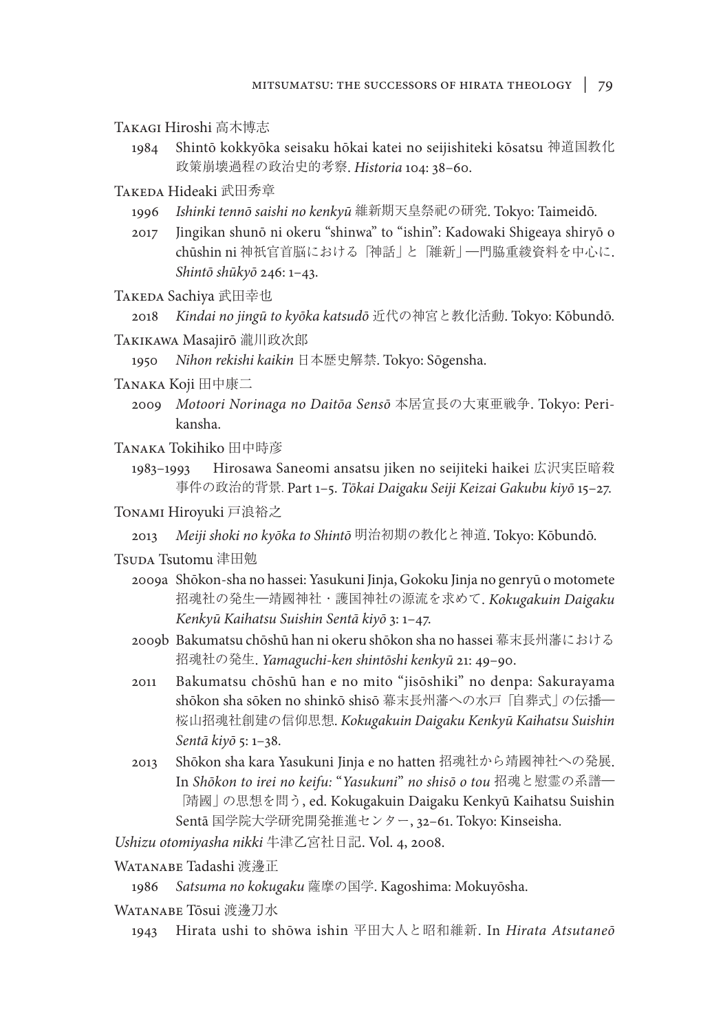Takagi Hiroshi 高木博志

1984 Shintō kokkyōka seisaku hōkai katei no seijishiteki kōsatsu 神道国教化政策崩壊過程の政治史的考察. *Historia* 104: 38–60.

Takeda Hideaki 武田秀章

1996 *Ishinki tennō saishi no kenkyū* 維新期天皇祭祀の研究. Tokyo: Taimeidō.

2017 Jingikan shunō ni okeru "shinwa" to "ishin": Kadowaki Shigeaya shiryō o chūshin ni 神祇官首脳における「神話」と「維新」—門脇重綾資料を中心に. *Shintō shūkyō* 246: 1–43.

Takeda Sachiya 武田幸也

2018 *Kindai no jingū to kyōka katsudō* 近代の神宮と教化活動. Tokyo: Kōbundō.

Takikawa Masajirō 瀧川政次郎

1950 *Nihon rekishi kaikin* 日本歴史解禁. Tokyo: Sōgensha.

Tanaka Koji 田中康二

2009 *Motoori Norinaga no Daitōa Sensō* 本居宣長の大東亜戦争. Tokyo: Perikansha.

Tanaka Tokihiko 田中時彦

1983–1993 Hirosawa Saneomi ansatsu jiken no seijiteki haikei 広沢実臣暗殺事件の政治的背景. Part 1–5. *Tōkai Daigaku Seiji Keizai Gakubu kiyō* 15–27.

Tonami Hiroyuki 戸浪裕之

2013 *Meiji shoki no kyōka to Shintō* 明治初期の教化と神道. Tokyo: Kōbundō.

Tsuda Tsutomu 津田勉

2009a Shōkon-sha no hassei: Yasukuni Jinja, Gokoku Jinja no genryū o motomete 招魂社の発生—靖國神社・護国神社の源流を求めて. *Kokugakuin Daigaku Kenkyū Kaihatsu Suishin Sentā kiyō* 3: 1–47.

2009b Bakumatsu chōshū han ni okeru shōkon sha no hassei 幕末長州藩における招魂社の発生. *Yamaguchi-ken shintōshi kenkyū* 21: 49–90.

2011 Bakumatsu chōshū han e no mito "jisōshiki" no denpa: Sakurayama shōkon sha sōken no shinkō shisō 幕末長州藩への水戸「自葬式」の伝播—桜山招魂社創建の信仰思想. *Kokugakuin Daigaku Kenkyū Kaihatsu Suishin Sentā kiyō* 5: 1–38.

2013 Shōkon sha kara Yasukuni Jinja e no hatten 招魂社から靖國神社への発展. In *Shōkon to irei no keifu: "Yasukuni" no shisō o tou* 招魂と慰霊の系譜—「靖國」の思想を問う, ed. Kokugakuin Daigaku Kenkyū Kaihatsu Suishin Sentā 国学院大学研究開発推進センター, 32–61. Tokyo: Kinseisha.

*Ushizu otomiyasha nikki* 牛津乙宮社日記. Vol. 4, 2008.

Watanabe Tadashi 渡邊正

1986 *Satsuma no kokugaku* 薩摩の国学. Kagoshima: Mokuyōsha.

Watanabe Tōsui 渡邊刀水

1943 Hirata ushi to shōwa ishin 平田大人と昭和維新. In *Hirata Atsutaneō*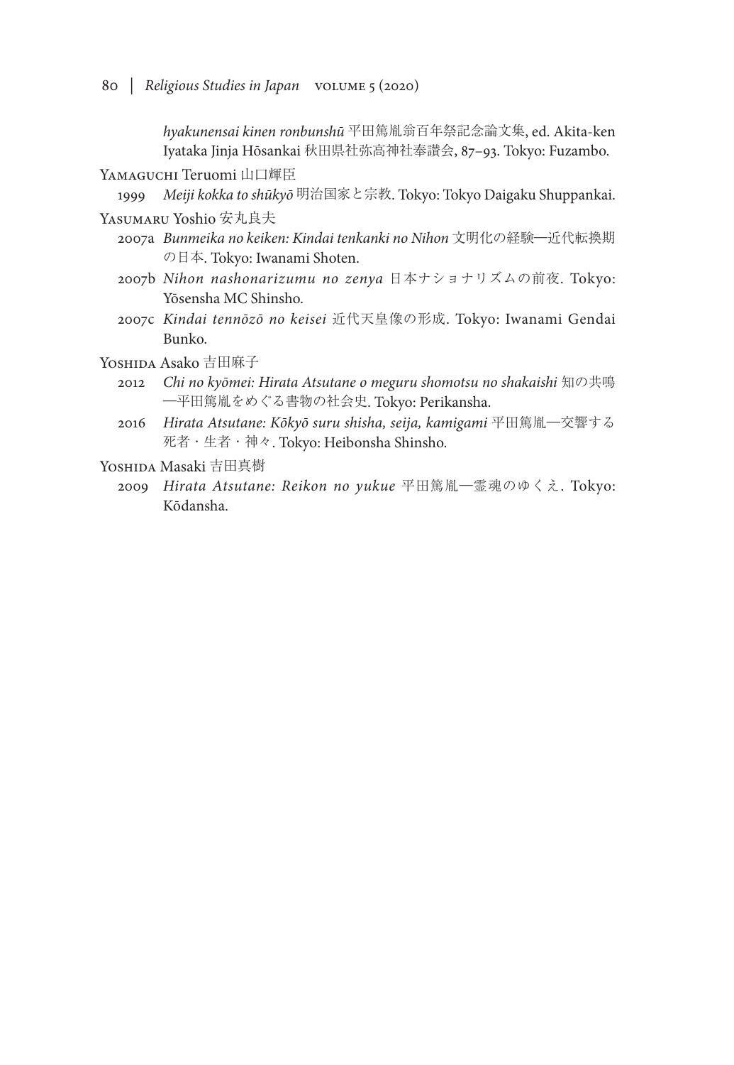*hyakunensai kinen ronbunshū* 平田篤胤翁百年祭記念論文集, ed. Akita-ken Iyataka Jinja Hōsankai 秋田県社弥高神社奉讃会, 87–93. Tokyo: Fuzambo.

Yamaguchi Teruomi 山口輝臣

1999 *Meiji kokka to shūkyō* 明治国家と宗教. Tokyo: Tokyo Daigaku Shuppankai.

Yasumaru Yoshio 安丸良夫

2007a *Bunmeika no keiken: Kindai tenkanki no Nihon* 文明化の経験—近代転換期の日本. Tokyo: Iwanami Shoten.

2007b *Nihon nashonarizumu no zenya* 日本ナショナリズムの前夜. Tokyo: Yōsensha MC Shinsho.

2007c *Kindai tennōzō no keisei* 近代天皇像の形成. Tokyo: Iwanami Gendai Bunko.

Yoshida Asako 吉田麻子

2012 *Chi no kyōmei: Hirata Atsutane o meguru shomotsu no shakaishi* 知の共鳴—平田篤胤をめぐる書物の社会史. Tokyo: Perikansha.

2016 *Hirata Atsutane: Kōkyō suru shisha, seija, kamigami* 平田篤胤—交響する死者・生者・神々. Tokyo: Heibonsha Shinsho.

Yoshida Masaki 吉田真樹

2009 *Hirata Atsutane: Reikon no yukue* 平田篤胤—霊魂のゆくえ. Tokyo: Kōdansha.